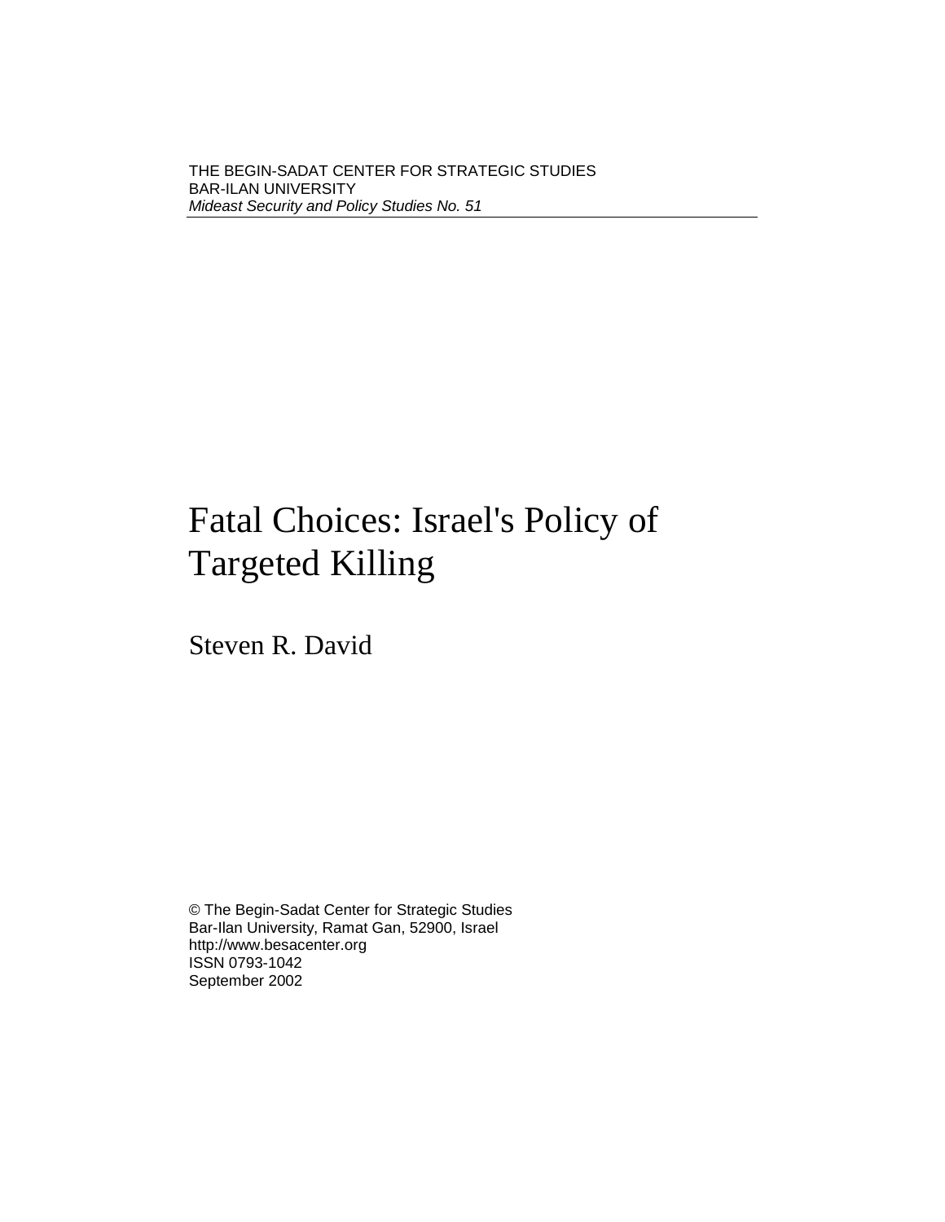THE BEGIN-SADAT CENTER FOR STRATEGIC STUDIES
BAR-ILAN UNIVERSITY
*Mideast Security and Policy Studies No. 51*

# Fatal Choices: Israel's Policy of Targeted Killing

Steven R. David

© The Begin-Sadat Center for Strategic Studies
Bar-Ilan University, Ramat Gan, 52900, Israel
http://www.besacenter.org
ISSN 0793-1042
September 2002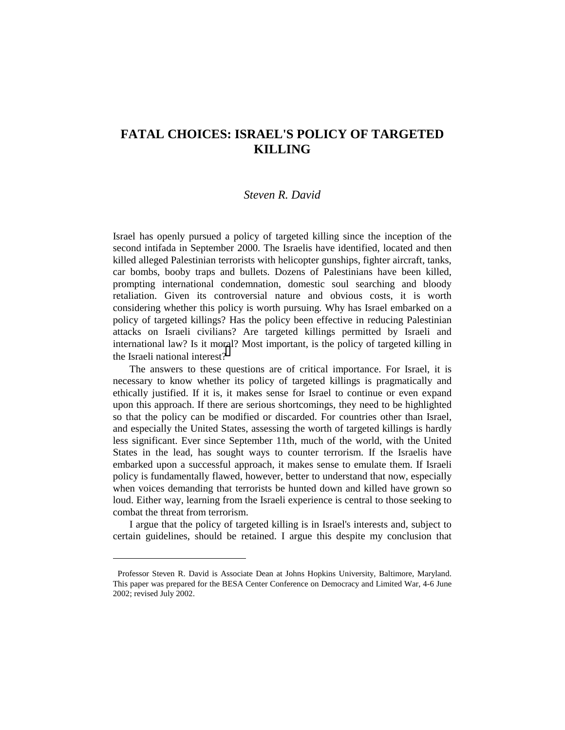# FATAL CHOICES: ISRAEL'S POLICY OF TARGETED KILLING

*Steven R. David*

Israel has openly pursued a policy of targeted killing since the inception of the second intifada in September 2000. The Israelis have identified, located and then killed alleged Palestinian terrorists with helicopter gunships, fighter aircraft, tanks, car bombs, booby traps and bullets. Dozens of Palestinians have been killed, prompting international condemnation, domestic soul searching and bloody retaliation. Given its controversial nature and obvious costs, it is worth considering whether this policy is worth pursuing. Why has Israel embarked on a policy of targeted killings? Has the policy been effective in reducing Palestinian attacks on Israeli civilians? Are targeted killings permitted by Israeli and international law? Is it moral? Most important, is the policy of targeted killing in the Israeli national interest?[1]

The answers to these questions are of critical importance. For Israel, it is necessary to know whether its policy of targeted killings is pragmatically and ethically justified. If it is, it makes sense for Israel to continue or even expand upon this approach. If there are serious shortcomings, they need to be highlighted so that the policy can be modified or discarded. For countries other than Israel, and especially the United States, assessing the worth of targeted killings is hardly less significant. Ever since September 11th, much of the world, with the United States in the lead, has sought ways to counter terrorism. If the Israelis have embarked upon a successful approach, it makes sense to emulate them. If Israeli policy is fundamentally flawed, however, better to understand that now, especially when voices demanding that terrorists be hunted down and killed have grown so loud. Either way, learning from the Israeli experience is central to those seeking to combat the threat from terrorism.

I argue that the policy of targeted killing is in Israel's interests and, subject to certain guidelines, should be retained. I argue this despite my conclusion that

---

Professor Steven R. David is Associate Dean at Johns Hopkins University, Baltimore, Maryland. This paper was prepared for the BESA Center Conference on Democracy and Limited War, 4-6 June 2002; revised July 2002.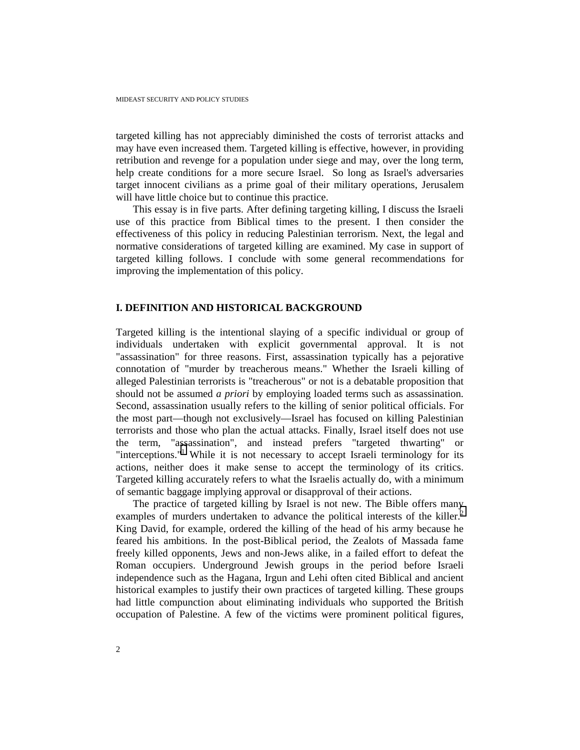targeted killing has not appreciably diminished the costs of terrorist attacks and may have even increased them. Targeted killing is effective, however, in providing retribution and revenge for a population under siege and may, over the long term, help create conditions for a more secure Israel. So long as Israel's adversaries target innocent civilians as a prime goal of their military operations, Jerusalem will have little choice but to continue this practice.

This essay is in five parts. After defining targeting killing, I discuss the Israeli use of this practice from Biblical times to the present. I then consider the effectiveness of this policy in reducing Palestinian terrorism. Next, the legal and normative considerations of targeted killing are examined. My case in support of targeted killing follows. I conclude with some general recommendations for improving the implementation of this policy.

## I. DEFINITION AND HISTORICAL BACKGROUND

Targeted killing is the intentional slaying of a specific individual or group of individuals undertaken with explicit governmental approval. It is not "assassination" for three reasons. First, assassination typically has a pejorative connotation of "murder by treacherous means." Whether the Israeli killing of alleged Palestinian terrorists is "treacherous" or not is a debatable proposition that should not be assumed *a priori* by employing loaded terms such as assassination. Second, assassination usually refers to the killing of senior political officials. For the most part—though not exclusively—Israel has focused on killing Palestinian terrorists and those who plan the actual attacks. Finally, Israel itself does not use the term, "assassination", and instead prefers "targeted thwarting" or "interceptions."[1] While it is not necessary to accept Israeli terminology for its actions, neither does it make sense to accept the terminology of its critics. Targeted killing accurately refers to what the Israelis actually do, with a minimum of semantic baggage implying approval or disapproval of their actions.

The practice of targeted killing by Israel is not new. The Bible offers many examples of murders undertaken to advance the political interests of the killer.[2] King David, for example, ordered the killing of the head of his army because he feared his ambitions. In the post-Biblical period, the Zealots of Massada fame freely killed opponents, Jews and non-Jews alike, in a failed effort to defeat the Roman occupiers. Underground Jewish groups in the period before Israeli independence such as the Hagana, Irgun and Lehi often cited Biblical and ancient historical examples to justify their own practices of targeted killing. These groups had little compunction about eliminating individuals who supported the British occupation of Palestine. A few of the victims were prominent political figures,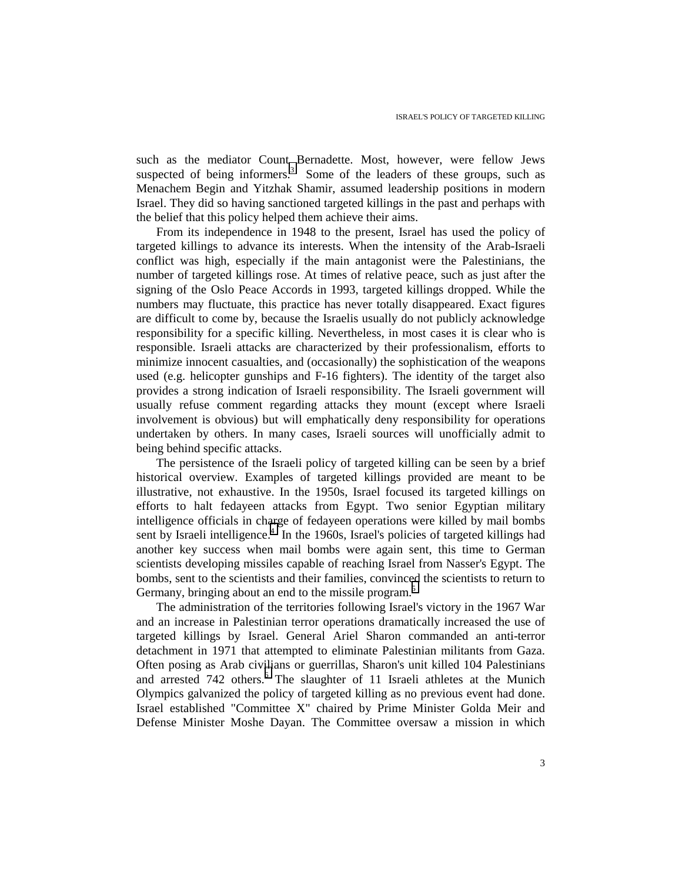such as the mediator Count Bernadette. Most, however, were fellow Jews suspected of being informers.[3] Some of the leaders of these groups, such as Menachem Begin and Yitzhak Shamir, assumed leadership positions in modern Israel. They did so having sanctioned targeted killings in the past and perhaps with the belief that this policy helped them achieve their aims.

From its independence in 1948 to the present, Israel has used the policy of targeted killings to advance its interests. When the intensity of the Arab-Israeli conflict was high, especially if the main antagonist were the Palestinians, the number of targeted killings rose. At times of relative peace, such as just after the signing of the Oslo Peace Accords in 1993, targeted killings dropped. While the numbers may fluctuate, this practice has never totally disappeared. Exact figures are difficult to come by, because the Israelis usually do not publicly acknowledge responsibility for a specific killing. Nevertheless, in most cases it is clear who is responsible. Israeli attacks are characterized by their professionalism, efforts to minimize innocent casualties, and (occasionally) the sophistication of the weapons used (e.g. helicopter gunships and F-16 fighters). The identity of the target also provides a strong indication of Israeli responsibility. The Israeli government will usually refuse comment regarding attacks they mount (except where Israeli involvement is obvious) but will emphatically deny responsibility for operations undertaken by others. In many cases, Israeli sources will unofficially admit to being behind specific attacks.

The persistence of the Israeli policy of targeted killing can be seen by a brief historical overview. Examples of targeted killings provided are meant to be illustrative, not exhaustive. In the 1950s, Israel focused its targeted killings on efforts to halt fedayeen attacks from Egypt. Two senior Egyptian military intelligence officials in charge of fedayeen operations were killed by mail bombs sent by Israeli intelligence.[4] In the 1960s, Israel's policies of targeted killings had another key success when mail bombs were again sent, this time to German scientists developing missiles capable of reaching Israel from Nasser's Egypt. The bombs, sent to the scientists and their families, convinced the scientists to return to Germany, bringing about an end to the missile program.[5]

The administration of the territories following Israel's victory in the 1967 War and an increase in Palestinian terror operations dramatically increased the use of targeted killings by Israel. General Ariel Sharon commanded an anti-terror detachment in 1971 that attempted to eliminate Palestinian militants from Gaza. Often posing as Arab civilians or guerrillas, Sharon's unit killed 104 Palestinians and arrested 742 others.[6] The slaughter of 11 Israeli athletes at the Munich Olympics galvanized the policy of targeted killing as no previous event had done. Israel established "Committee X" chaired by Prime Minister Golda Meir and Defense Minister Moshe Dayan. The Committee oversaw a mission in which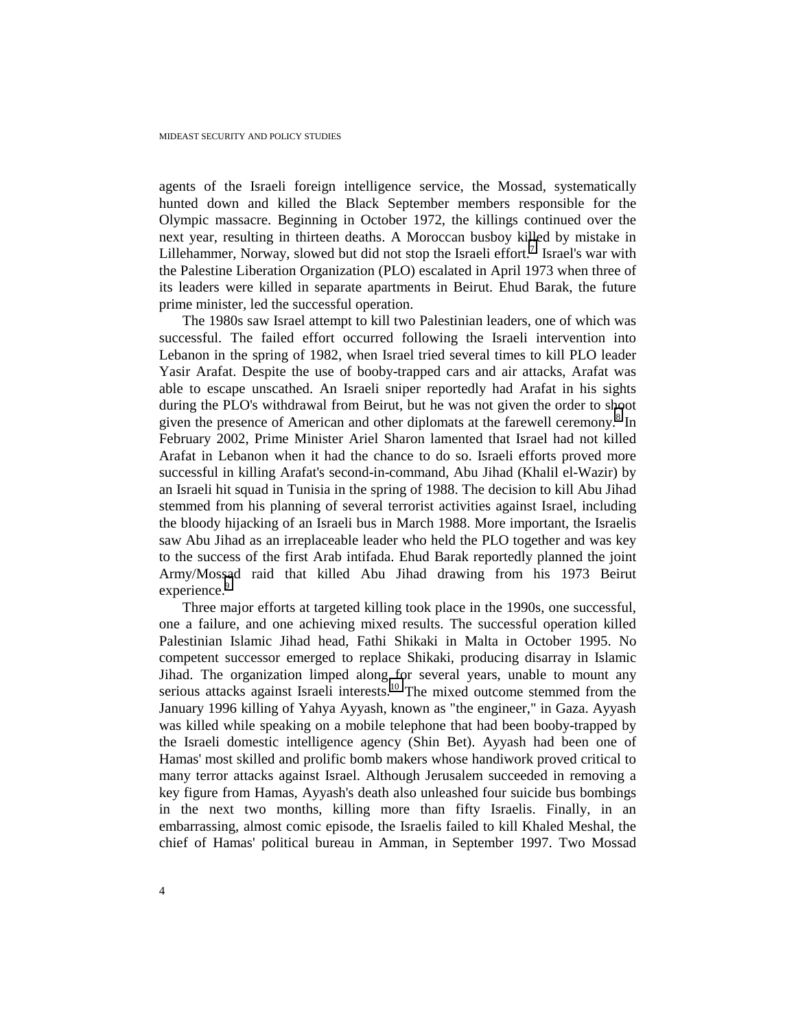agents of the Israeli foreign intelligence service, the Mossad, systematically hunted down and killed the Black September members responsible for the Olympic massacre. Beginning in October 1972, the killings continued over the next year, resulting in thirteen deaths. A Moroccan busboy killed by mistake in Lillehammer, Norway, slowed but did not stop the Israeli effort.[7] Israel's war with the Palestine Liberation Organization (PLO) escalated in April 1973 when three of its leaders were killed in separate apartments in Beirut. Ehud Barak, the future prime minister, led the successful operation.

The 1980s saw Israel attempt to kill two Palestinian leaders, one of which was successful. The failed effort occurred following the Israeli intervention into Lebanon in the spring of 1982, when Israel tried several times to kill PLO leader Yasir Arafat. Despite the use of booby-trapped cars and air attacks, Arafat was able to escape unscathed. An Israeli sniper reportedly had Arafat in his sights during the PLO's withdrawal from Beirut, but he was not given the order to shoot given the presence of American and other diplomats at the farewell ceremony.[8] In February 2002, Prime Minister Ariel Sharon lamented that Israel had not killed Arafat in Lebanon when it had the chance to do so. Israeli efforts proved more successful in killing Arafat's second-in-command, Abu Jihad (Khalil el-Wazir) by an Israeli hit squad in Tunisia in the spring of 1988. The decision to kill Abu Jihad stemmed from his planning of several terrorist activities against Israel, including the bloody hijacking of an Israeli bus in March 1988. More important, the Israelis saw Abu Jihad as an irreplaceable leader who held the PLO together and was key to the success of the first Arab intifada. Ehud Barak reportedly planned the joint Army/Mossad raid that killed Abu Jihad drawing from his 1973 Beirut experience.[9]

Three major efforts at targeted killing took place in the 1990s, one successful, one a failure, and one achieving mixed results. The successful operation killed Palestinian Islamic Jihad head, Fathi Shikaki in Malta in October 1995. No competent successor emerged to replace Shikaki, producing disarray in Islamic Jihad. The organization limped along for several years, unable to mount any serious attacks against Israeli interests.[10] The mixed outcome stemmed from the January 1996 killing of Yahya Ayyash, known as "the engineer," in Gaza. Ayyash was killed while speaking on a mobile telephone that had been booby-trapped by the Israeli domestic intelligence agency (Shin Bet). Ayyash had been one of Hamas' most skilled and prolific bomb makers whose handiwork proved critical to many terror attacks against Israel. Although Jerusalem succeeded in removing a key figure from Hamas, Ayyash's death also unleashed four suicide bus bombings in the next two months, killing more than fifty Israelis. Finally, in an embarrassing, almost comic episode, the Israelis failed to kill Khaled Meshal, the chief of Hamas' political bureau in Amman, in September 1997. Two Mossad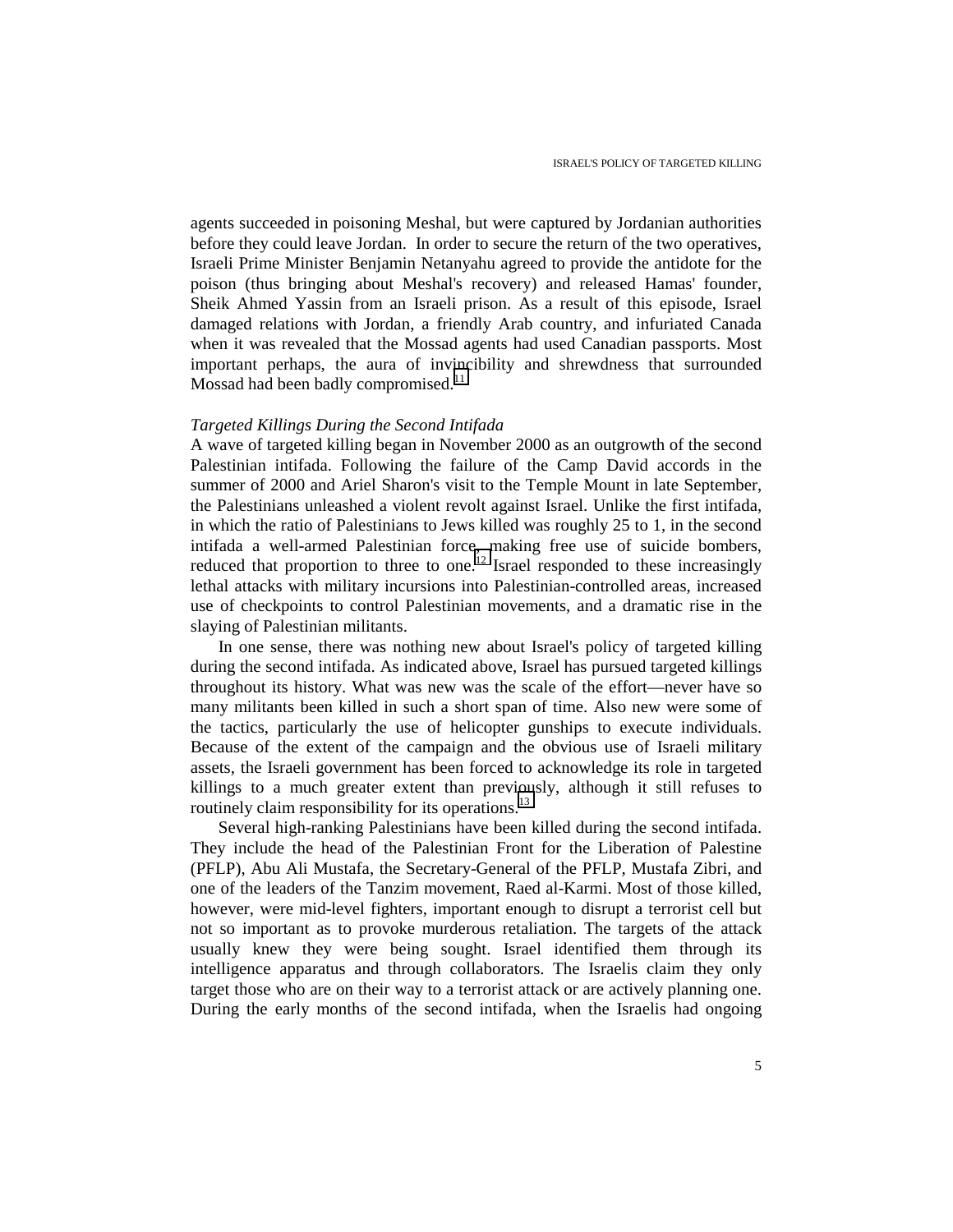agents succeeded in poisoning Meshal, but were captured by Jordanian authorities before they could leave Jordan. In order to secure the return of the two operatives, Israeli Prime Minister Benjamin Netanyahu agreed to provide the antidote for the poison (thus bringing about Meshal's recovery) and released Hamas' founder, Sheik Ahmed Yassin from an Israeli prison. As a result of this episode, Israel damaged relations with Jordan, a friendly Arab country, and infuriated Canada when it was revealed that the Mossad agents had used Canadian passports. Most important perhaps, the aura of invincibility and shrewdness that surrounded Mossad had been badly compromised.[11]

*Targeted Killings During the Second Intifada*

A wave of targeted killing began in November 2000 as an outgrowth of the second Palestinian intifada. Following the failure of the Camp David accords in the summer of 2000 and Ariel Sharon's visit to the Temple Mount in late September, the Palestinians unleashed a violent revolt against Israel. Unlike the first intifada, in which the ratio of Palestinians to Jews killed was roughly 25 to 1, in the second intifada a well-armed Palestinian force, making free use of suicide bombers, reduced that proportion to three to one.[12] Israel responded to these increasingly lethal attacks with military incursions into Palestinian-controlled areas, increased use of checkpoints to control Palestinian movements, and a dramatic rise in the slaying of Palestinian militants.

In one sense, there was nothing new about Israel's policy of targeted killing during the second intifada. As indicated above, Israel has pursued targeted killings throughout its history. What was new was the scale of the effort—never have so many militants been killed in such a short span of time. Also new were some of the tactics, particularly the use of helicopter gunships to execute individuals. Because of the extent of the campaign and the obvious use of Israeli military assets, the Israeli government has been forced to acknowledge its role in targeted killings to a much greater extent than previously, although it still refuses to routinely claim responsibility for its operations.[13]

Several high-ranking Palestinians have been killed during the second intifada. They include the head of the Palestinian Front for the Liberation of Palestine (PFLP), Abu Ali Mustafa, the Secretary-General of the PFLP, Mustafa Zibri, and one of the leaders of the Tanzim movement, Raed al-Karmi. Most of those killed, however, were mid-level fighters, important enough to disrupt a terrorist cell but not so important as to provoke murderous retaliation. The targets of the attack usually knew they were being sought. Israel identified them through its intelligence apparatus and through collaborators. The Israelis claim they only target those who are on their way to a terrorist attack or are actively planning one. During the early months of the second intifada, when the Israelis had ongoing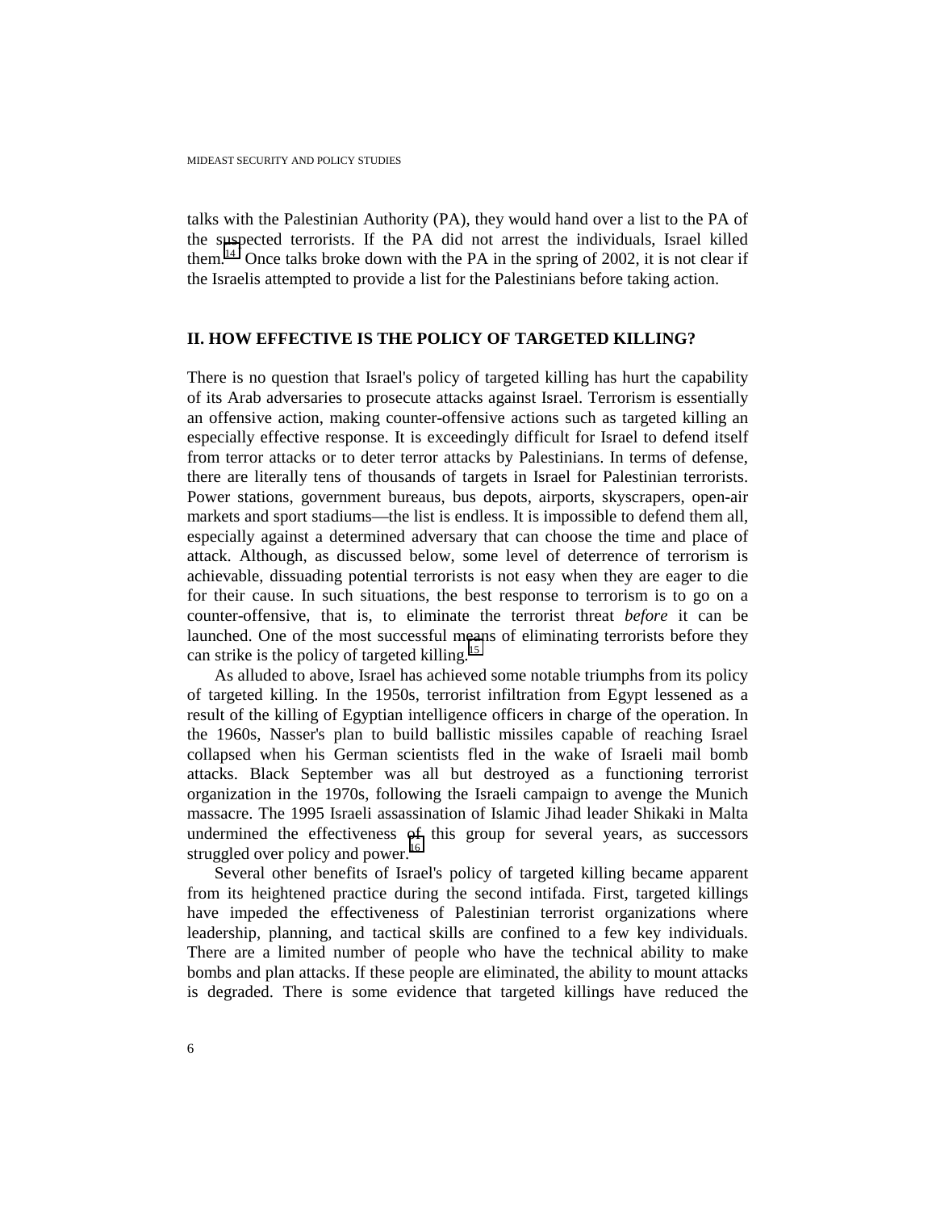talks with the Palestinian Authority (PA), they would hand over a list to the PA of the suspected terrorists. If the PA did not arrest the individuals, Israel killed them.[14] Once talks broke down with the PA in the spring of 2002, it is not clear if the Israelis attempted to provide a list for the Palestinians before taking action.

## II. HOW EFFECTIVE IS THE POLICY OF TARGETED KILLING?

There is no question that Israel's policy of targeted killing has hurt the capability of its Arab adversaries to prosecute attacks against Israel. Terrorism is essentially an offensive action, making counter-offensive actions such as targeted killing an especially effective response. It is exceedingly difficult for Israel to defend itself from terror attacks or to deter terror attacks by Palestinians. In terms of defense, there are literally tens of thousands of targets in Israel for Palestinian terrorists. Power stations, government bureaus, bus depots, airports, skyscrapers, open-air markets and sport stadiums—the list is endless. It is impossible to defend them all, especially against a determined adversary that can choose the time and place of attack. Although, as discussed below, some level of deterrence of terrorism is achievable, dissuading potential terrorists is not easy when they are eager to die for their cause. In such situations, the best response to terrorism is to go on a counter-offensive, that is, to eliminate the terrorist threat *before* it can be launched. One of the most successful means of eliminating terrorists before they can strike is the policy of targeted killing.[15]

As alluded to above, Israel has achieved some notable triumphs from its policy of targeted killing. In the 1950s, terrorist infiltration from Egypt lessened as a result of the killing of Egyptian intelligence officers in charge of the operation. In the 1960s, Nasser's plan to build ballistic missiles capable of reaching Israel collapsed when his German scientists fled in the wake of Israeli mail bomb attacks. Black September was all but destroyed as a functioning terrorist organization in the 1970s, following the Israeli campaign to avenge the Munich massacre. The 1995 Israeli assassination of Islamic Jihad leader Shikaki in Malta undermined the effectiveness of this group for several years, as successors struggled over policy and power.[16]

Several other benefits of Israel's policy of targeted killing became apparent from its heightened practice during the second intifada. First, targeted killings have impeded the effectiveness of Palestinian terrorist organizations where leadership, planning, and tactical skills are confined to a few key individuals. There are a limited number of people who have the technical ability to make bombs and plan attacks. If these people are eliminated, the ability to mount attacks is degraded. There is some evidence that targeted killings have reduced the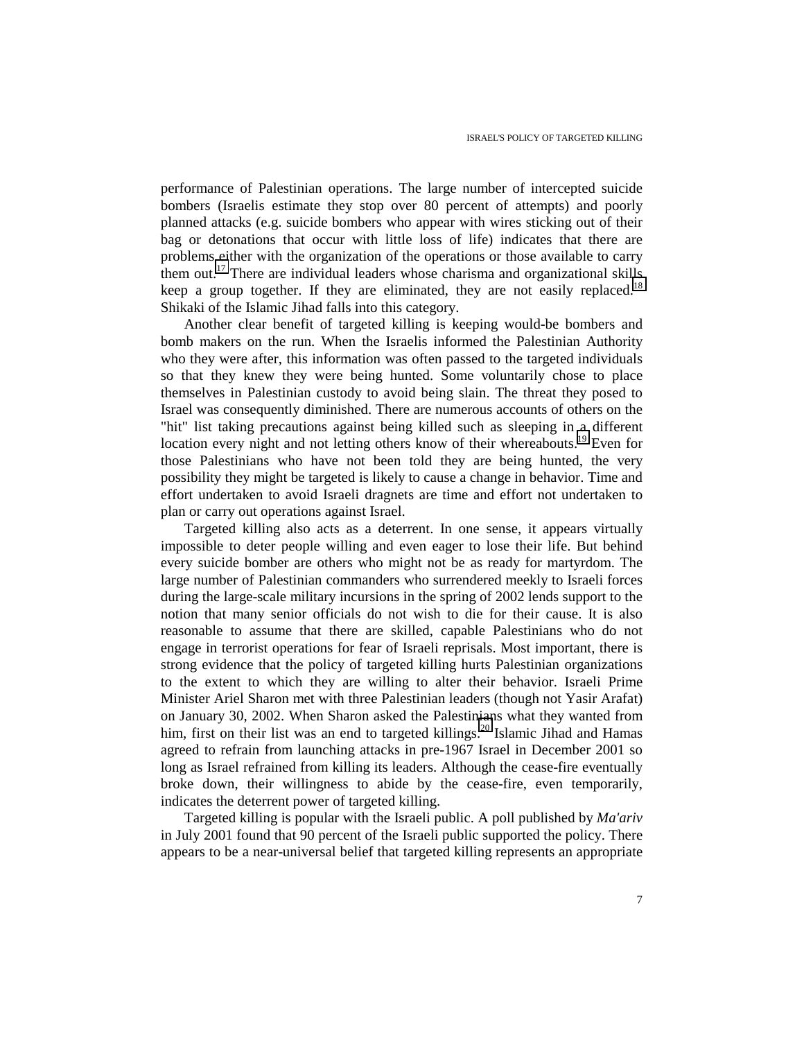performance of Palestinian operations. The large number of intercepted suicide bombers (Israelis estimate they stop over 80 percent of attempts) and poorly planned attacks (e.g. suicide bombers who appear with wires sticking out of their bag or detonations that occur with little loss of life) indicates that there are problems either with the organization of the operations or those available to carry them out.[17] There are individual leaders whose charisma and organizational skills keep a group together. If they are eliminated, they are not easily replaced.[18] Shikaki of the Islamic Jihad falls into this category.

Another clear benefit of targeted killing is keeping would-be bombers and bomb makers on the run. When the Israelis informed the Palestinian Authority who they were after, this information was often passed to the targeted individuals so that they knew they were being hunted. Some voluntarily chose to place themselves in Palestinian custody to avoid being slain. The threat they posed to Israel was consequently diminished. There are numerous accounts of others on the "hit" list taking precautions against being killed such as sleeping in a different location every night and not letting others know of their whereabouts.[19] Even for those Palestinians who have not been told they are being hunted, the very possibility they might be targeted is likely to cause a change in behavior. Time and effort undertaken to avoid Israeli dragnets are time and effort not undertaken to plan or carry out operations against Israel.

Targeted killing also acts as a deterrent. In one sense, it appears virtually impossible to deter people willing and even eager to lose their life. But behind every suicide bomber are others who might not be as ready for martyrdom. The large number of Palestinian commanders who surrendered meekly to Israeli forces during the large-scale military incursions in the spring of 2002 lends support to the notion that many senior officials do not wish to die for their cause. It is also reasonable to assume that there are skilled, capable Palestinians who do not engage in terrorist operations for fear of Israeli reprisals. Most important, there is strong evidence that the policy of targeted killing hurts Palestinian organizations to the extent to which they are willing to alter their behavior. Israeli Prime Minister Ariel Sharon met with three Palestinian leaders (though not Yasir Arafat) on January 30, 2002. When Sharon asked the Palestinians what they wanted from him, first on their list was an end to targeted killings.[20] Islamic Jihad and Hamas agreed to refrain from launching attacks in pre-1967 Israel in December 2001 so long as Israel refrained from killing its leaders. Although the cease-fire eventually broke down, their willingness to abide by the cease-fire, even temporarily, indicates the deterrent power of targeted killing.

Targeted killing is popular with the Israeli public. A poll published by *Ma'ariv* in July 2001 found that 90 percent of the Israeli public supported the policy. There appears to be a near-universal belief that targeted killing represents an appropriate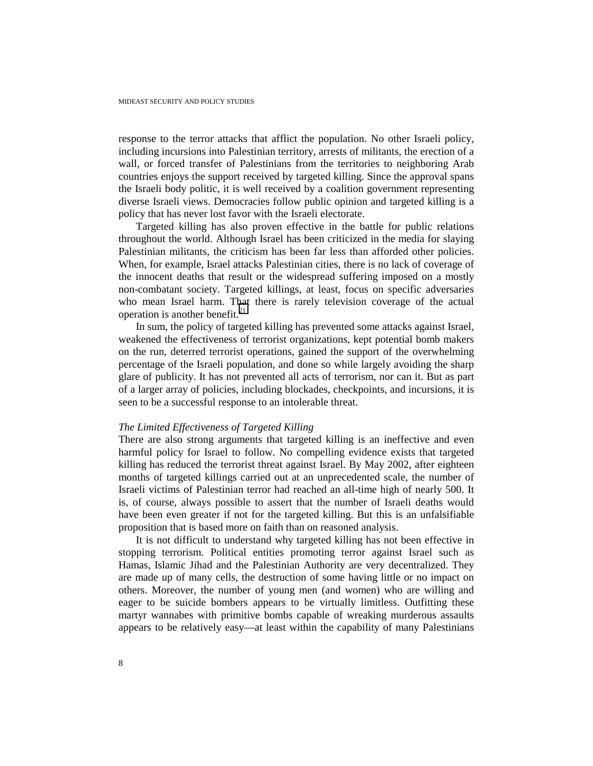response to the terror attacks that afflict the population. No other Israeli policy, including incursions into Palestinian territory, arrests of militants, the erection of a wall, or forced transfer of Palestinians from the territories to neighboring Arab countries enjoys the support received by targeted killing. Since the approval spans the Israeli body politic, it is well received by a coalition government representing diverse Israeli views. Democracies follow public opinion and targeted killing is a policy that has never lost favor with the Israeli electorate.

Targeted killing has also proven effective in the battle for public relations throughout the world. Although Israel has been criticized in the media for slaying Palestinian militants, the criticism has been far less than afforded other policies. When, for example, Israel attacks Palestinian cities, there is no lack of coverage of the innocent deaths that result or the widespread suffering imposed on a mostly non-combatant society. Targeted killings, at least, focus on specific adversaries who mean Israel harm. That there is rarely television coverage of the actual operation is another benefit.[21]

In sum, the policy of targeted killing has prevented some attacks against Israel, weakened the effectiveness of terrorist organizations, kept potential bomb makers on the run, deterred terrorist operations, gained the support of the overwhelming percentage of the Israeli population, and done so while largely avoiding the sharp glare of publicity. It has not prevented all acts of terrorism, nor can it. But as part of a larger array of policies, including blockades, checkpoints, and incursions, it is seen to be a successful response to an intolerable threat.

*The Limited Effectiveness of Targeted Killing*

There are also strong arguments that targeted killing is an ineffective and even harmful policy for Israel to follow. No compelling evidence exists that targeted killing has reduced the terrorist threat against Israel. By May 2002, after eighteen months of targeted killings carried out at an unprecedented scale, the number of Israeli victims of Palestinian terror had reached an all-time high of nearly 500. It is, of course, always possible to assert that the number of Israeli deaths would have been even greater if not for the targeted killing. But this is an unfalsifiable proposition that is based more on faith than on reasoned analysis.

It is not difficult to understand why targeted killing has not been effective in stopping terrorism. Political entities promoting terror against Israel such as Hamas, Islamic Jihad and the Palestinian Authority are very decentralized. They are made up of many cells, the destruction of some having little or no impact on others. Moreover, the number of young men (and women) who are willing and eager to be suicide bombers appears to be virtually limitless. Outfitting these martyr wannabes with primitive bombs capable of wreaking murderous assaults appears to be relatively easy—at least within the capability of many Palestinians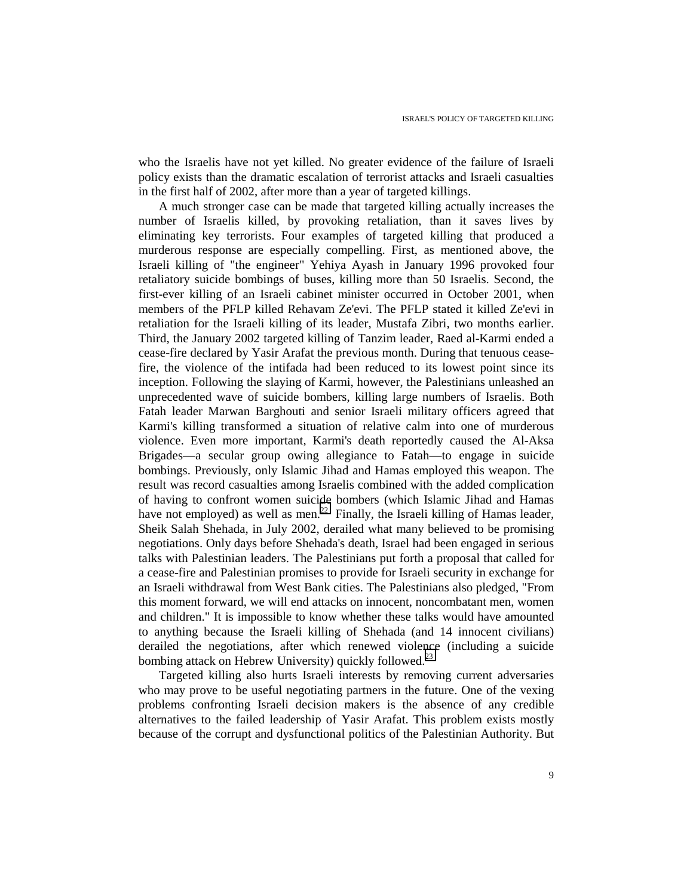who the Israelis have not yet killed. No greater evidence of the failure of Israeli policy exists than the dramatic escalation of terrorist attacks and Israeli casualties in the first half of 2002, after more than a year of targeted killings.

A much stronger case can be made that targeted killing actually increases the number of Israelis killed, by provoking retaliation, than it saves lives by eliminating key terrorists. Four examples of targeted killing that produced a murderous response are especially compelling. First, as mentioned above, the Israeli killing of "the engineer" Yehiya Ayash in January 1996 provoked four retaliatory suicide bombings of buses, killing more than 50 Israelis. Second, the first-ever killing of an Israeli cabinet minister occurred in October 2001, when members of the PFLP killed Rehavam Ze'evi. The PFLP stated it killed Ze'evi in retaliation for the Israeli killing of its leader, Mustafa Zibri, two months earlier. Third, the January 2002 targeted killing of Tanzim leader, Raed al-Karmi ended a cease-fire declared by Yasir Arafat the previous month. During that tenuous cease-fire, the violence of the intifada had been reduced to its lowest point since its inception. Following the slaying of Karmi, however, the Palestinians unleashed an unprecedented wave of suicide bombers, killing large numbers of Israelis. Both Fatah leader Marwan Barghouti and senior Israeli military officers agreed that Karmi's killing transformed a situation of relative calm into one of murderous violence. Even more important, Karmi's death reportedly caused the Al-Aksa Brigades—a secular group owing allegiance to Fatah—to engage in suicide bombings. Previously, only Islamic Jihad and Hamas employed this weapon. The result was record casualties among Israelis combined with the added complication of having to confront women suicide bombers (which Islamic Jihad and Hamas have not employed) as well as men.[22] Finally, the Israeli killing of Hamas leader, Sheik Salah Shehada, in July 2002, derailed what many believed to be promising negotiations. Only days before Shehada's death, Israel had been engaged in serious talks with Palestinian leaders. The Palestinians put forth a proposal that called for a cease-fire and Palestinian promises to provide for Israeli security in exchange for an Israeli withdrawal from West Bank cities. The Palestinians also pledged, "From this moment forward, we will end attacks on innocent, noncombatant men, women and children." It is impossible to know whether these talks would have amounted to anything because the Israeli killing of Shehada (and 14 innocent civilians) derailed the negotiations, after which renewed violence (including a suicide bombing attack on Hebrew University) quickly followed.[23]

Targeted killing also hurts Israeli interests by removing current adversaries who may prove to be useful negotiating partners in the future. One of the vexing problems confronting Israeli decision makers is the absence of any credible alternatives to the failed leadership of Yasir Arafat. This problem exists mostly because of the corrupt and dysfunctional politics of the Palestinian Authority. But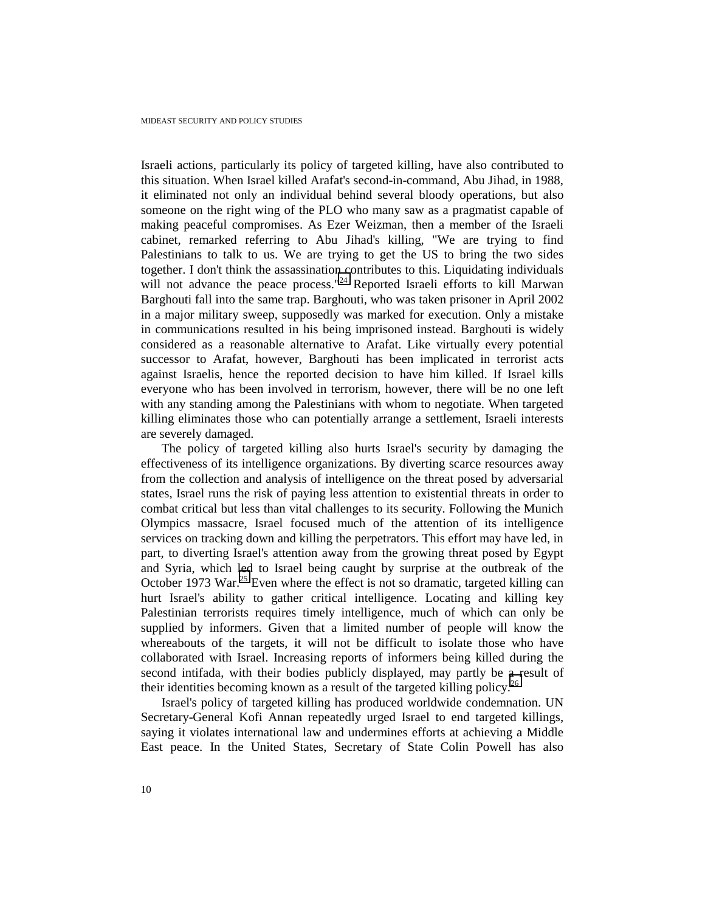Israeli actions, particularly its policy of targeted killing, have also contributed to this situation. When Israel killed Arafat's second-in-command, Abu Jihad, in 1988, it eliminated not only an individual behind several bloody operations, but also someone on the right wing of the PLO who many saw as a pragmatist capable of making peaceful compromises. As Ezer Weizman, then a member of the Israeli cabinet, remarked referring to Abu Jihad's killing, "We are trying to find Palestinians to talk to us. We are trying to get the US to bring the two sides together. I don't think the assassination contributes to this. Liquidating individuals will not advance the peace process."[24] Reported Israeli efforts to kill Marwan Barghouti fall into the same trap. Barghouti, who was taken prisoner in April 2002 in a major military sweep, supposedly was marked for execution. Only a mistake in communications resulted in his being imprisoned instead. Barghouti is widely considered as a reasonable alternative to Arafat. Like virtually every potential successor to Arafat, however, Barghouti has been implicated in terrorist acts against Israelis, hence the reported decision to have him killed. If Israel kills everyone who has been involved in terrorism, however, there will be no one left with any standing among the Palestinians with whom to negotiate. When targeted killing eliminates those who can potentially arrange a settlement, Israeli interests are severely damaged.

The policy of targeted killing also hurts Israel's security by damaging the effectiveness of its intelligence organizations. By diverting scarce resources away from the collection and analysis of intelligence on the threat posed by adversarial states, Israel runs the risk of paying less attention to existential threats in order to combat critical but less than vital challenges to its security. Following the Munich Olympics massacre, Israel focused much of the attention of its intelligence services on tracking down and killing the perpetrators. This effort may have led, in part, to diverting Israel's attention away from the growing threat posed by Egypt and Syria, which led to Israel being caught by surprise at the outbreak of the October 1973 War.[25] Even where the effect is not so dramatic, targeted killing can hurt Israel's ability to gather critical intelligence. Locating and killing key Palestinian terrorists requires timely intelligence, much of which can only be supplied by informers. Given that a limited number of people will know the whereabouts of the targets, it will not be difficult to isolate those who have collaborated with Israel. Increasing reports of informers being killed during the second intifada, with their bodies publicly displayed, may partly be a result of their identities becoming known as a result of the targeted killing policy.[26]

Israel's policy of targeted killing has produced worldwide condemnation. UN Secretary-General Kofi Annan repeatedly urged Israel to end targeted killings, saying it violates international law and undermines efforts at achieving a Middle East peace. In the United States, Secretary of State Colin Powell has also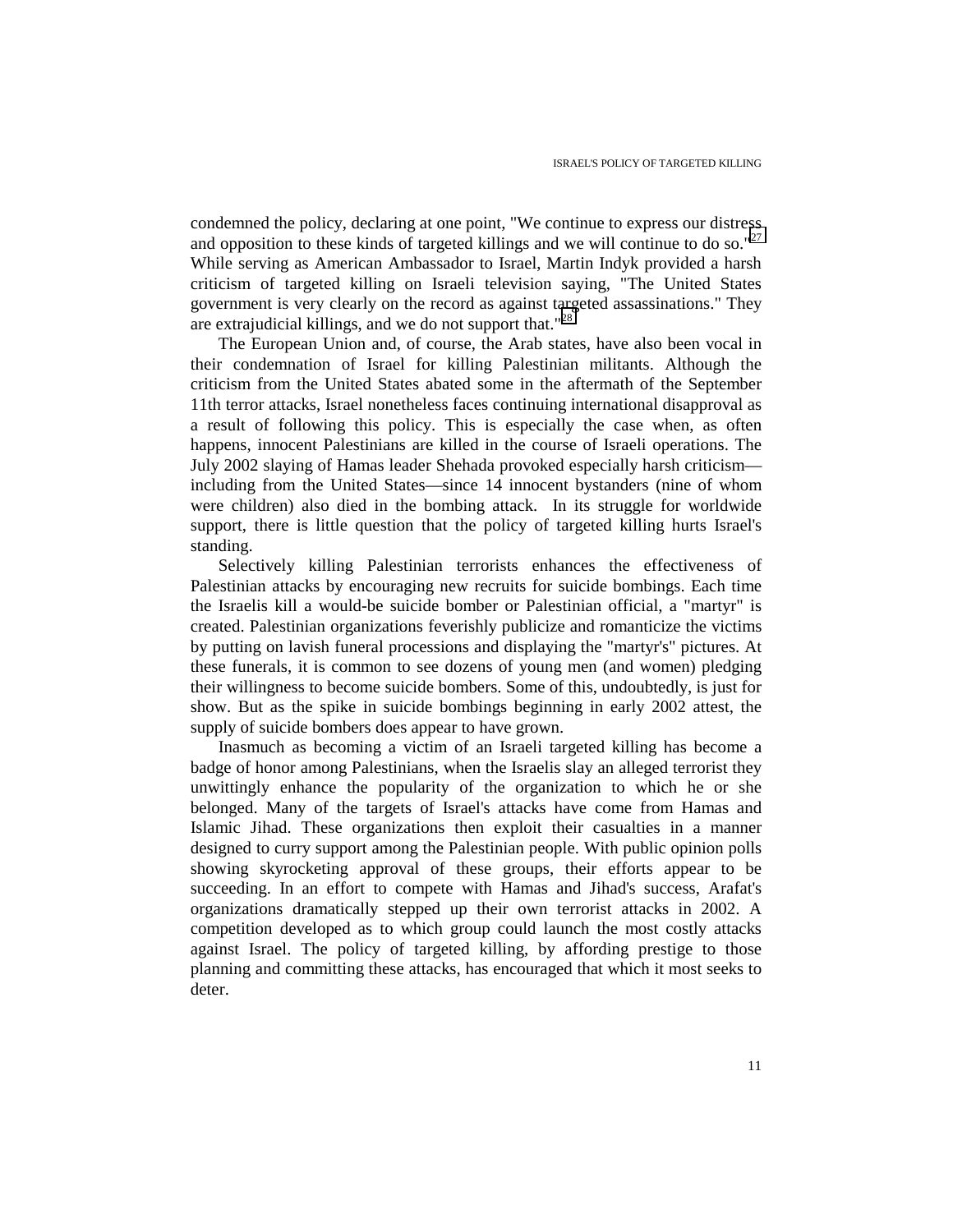condemned the policy, declaring at one point, "We continue to express our distress and opposition to these kinds of targeted killings and we will continue to do so."[27] While serving as American Ambassador to Israel, Martin Indyk provided a harsh criticism of targeted killing on Israeli television saying, "The United States government is very clearly on the record as against targeted assassinations." They are extrajudicial killings, and we do not support that."[28]

The European Union and, of course, the Arab states, have also been vocal in their condemnation of Israel for killing Palestinian militants. Although the criticism from the United States abated some in the aftermath of the September 11th terror attacks, Israel nonetheless faces continuing international disapproval as a result of following this policy. This is especially the case when, as often happens, innocent Palestinians are killed in the course of Israeli operations. The July 2002 slaying of Hamas leader Shehada provoked especially harsh criticism—including from the United States—since 14 innocent bystanders (nine of whom were children) also died in the bombing attack. In its struggle for worldwide support, there is little question that the policy of targeted killing hurts Israel's standing.

Selectively killing Palestinian terrorists enhances the effectiveness of Palestinian attacks by encouraging new recruits for suicide bombings. Each time the Israelis kill a would-be suicide bomber or Palestinian official, a "martyr" is created. Palestinian organizations feverishly publicize and romanticize the victims by putting on lavish funeral processions and displaying the "martyr's" pictures. At these funerals, it is common to see dozens of young men (and women) pledging their willingness to become suicide bombers. Some of this, undoubtedly, is just for show. But as the spike in suicide bombings beginning in early 2002 attest, the supply of suicide bombers does appear to have grown.

Inasmuch as becoming a victim of an Israeli targeted killing has become a badge of honor among Palestinians, when the Israelis slay an alleged terrorist they unwittingly enhance the popularity of the organization to which he or she belonged. Many of the targets of Israel's attacks have come from Hamas and Islamic Jihad. These organizations then exploit their casualties in a manner designed to curry support among the Palestinian people. With public opinion polls showing skyrocketing approval of these groups, their efforts appear to be succeeding. In an effort to compete with Hamas and Jihad's success, Arafat's organizations dramatically stepped up their own terrorist attacks in 2002. A competition developed as to which group could launch the most costly attacks against Israel. The policy of targeted killing, by affording prestige to those planning and committing these attacks, has encouraged that which it most seeks to deter.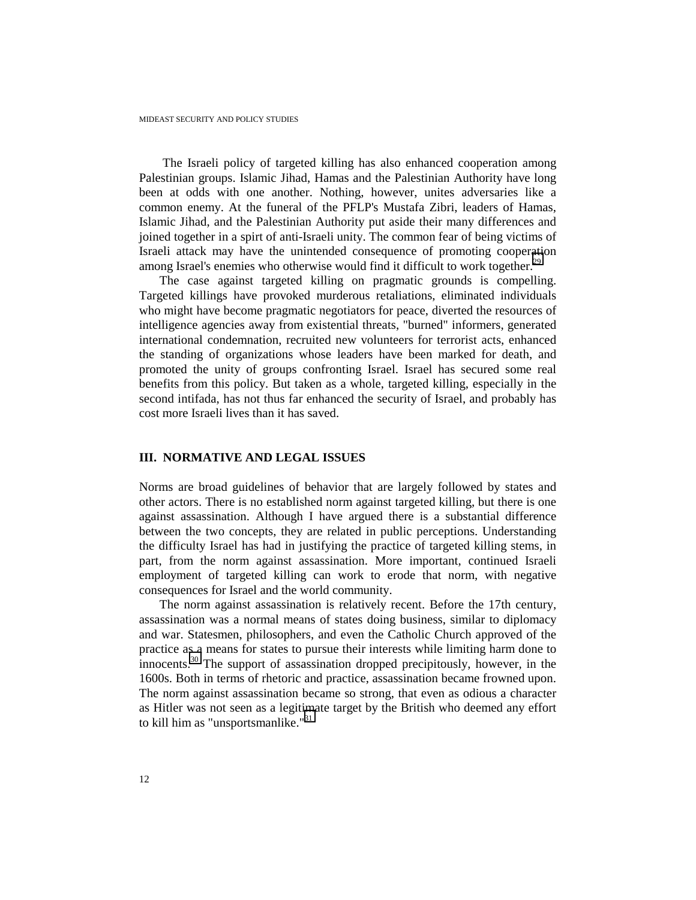The Israeli policy of targeted killing has also enhanced cooperation among Palestinian groups. Islamic Jihad, Hamas and the Palestinian Authority have long been at odds with one another. Nothing, however, unites adversaries like a common enemy. At the funeral of the PFLP's Mustafa Zibri, leaders of Hamas, Islamic Jihad, and the Palestinian Authority put aside their many differences and joined together in a spirt of anti-Israeli unity. The common fear of being victims of Israeli attack may have the unintended consequence of promoting cooperation among Israel's enemies who otherwise would find it difficult to work together.[29]

The case against targeted killing on pragmatic grounds is compelling. Targeted killings have provoked murderous retaliations, eliminated individuals who might have become pragmatic negotiators for peace, diverted the resources of intelligence agencies away from existential threats, "burned" informers, generated international condemnation, recruited new volunteers for terrorist acts, enhanced the standing of organizations whose leaders have been marked for death, and promoted the unity of groups confronting Israel. Israel has secured some real benefits from this policy. But taken as a whole, targeted killing, especially in the second intifada, has not thus far enhanced the security of Israel, and probably has cost more Israeli lives than it has saved.

## III. NORMATIVE AND LEGAL ISSUES

Norms are broad guidelines of behavior that are largely followed by states and other actors. There is no established norm against targeted killing, but there is one against assassination. Although I have argued there is a substantial difference between the two concepts, they are related in public perceptions. Understanding the difficulty Israel has had in justifying the practice of targeted killing stems, in part, from the norm against assassination. More important, continued Israeli employment of targeted killing can work to erode that norm, with negative consequences for Israel and the world community.

The norm against assassination is relatively recent. Before the 17th century, assassination was a normal means of states doing business, similar to diplomacy and war. Statesmen, philosophers, and even the Catholic Church approved of the practice as a means for states to pursue their interests while limiting harm done to innocents.[30] The support of assassination dropped precipitously, however, in the 1600s. Both in terms of rhetoric and practice, assassination became frowned upon. The norm against assassination became so strong, that even as odious a character as Hitler was not seen as a legitimate target by the British who deemed any effort to kill him as "unsportsmanlike."[31]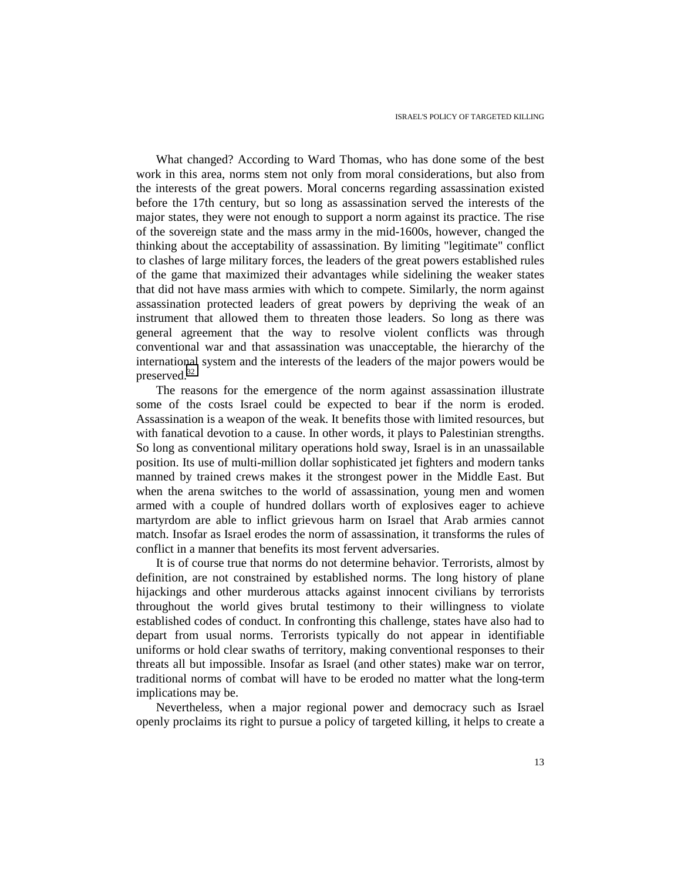What changed? According to Ward Thomas, who has done some of the best work in this area, norms stem not only from moral considerations, but also from the interests of the great powers. Moral concerns regarding assassination existed before the 17th century, but so long as assassination served the interests of the major states, they were not enough to support a norm against its practice. The rise of the sovereign state and the mass army in the mid-1600s, however, changed the thinking about the acceptability of assassination. By limiting "legitimate" conflict to clashes of large military forces, the leaders of the great powers established rules of the game that maximized their advantages while sidelining the weaker states that did not have mass armies with which to compete. Similarly, the norm against assassination protected leaders of great powers by depriving the weak of an instrument that allowed them to threaten those leaders. So long as there was general agreement that the way to resolve violent conflicts was through conventional war and that assassination was unacceptable, the hierarchy of the international system and the interests of the leaders of the major powers would be preserved.[32]

The reasons for the emergence of the norm against assassination illustrate some of the costs Israel could be expected to bear if the norm is eroded. Assassination is a weapon of the weak. It benefits those with limited resources, but with fanatical devotion to a cause. In other words, it plays to Palestinian strengths. So long as conventional military operations hold sway, Israel is in an unassailable position. Its use of multi-million dollar sophisticated jet fighters and modern tanks manned by trained crews makes it the strongest power in the Middle East. But when the arena switches to the world of assassination, young men and women armed with a couple of hundred dollars worth of explosives eager to achieve martyrdom are able to inflict grievous harm on Israel that Arab armies cannot match. Insofar as Israel erodes the norm of assassination, it transforms the rules of conflict in a manner that benefits its most fervent adversaries.

It is of course true that norms do not determine behavior. Terrorists, almost by definition, are not constrained by established norms. The long history of plane hijackings and other murderous attacks against innocent civilians by terrorists throughout the world gives brutal testimony to their willingness to violate established codes of conduct. In confronting this challenge, states have also had to depart from usual norms. Terrorists typically do not appear in identifiable uniforms or hold clear swaths of territory, making conventional responses to their threats all but impossible. Insofar as Israel (and other states) make war on terror, traditional norms of combat will have to be eroded no matter what the long-term implications may be.

Nevertheless, when a major regional power and democracy such as Israel openly proclaims its right to pursue a policy of targeted killing, it helps to create a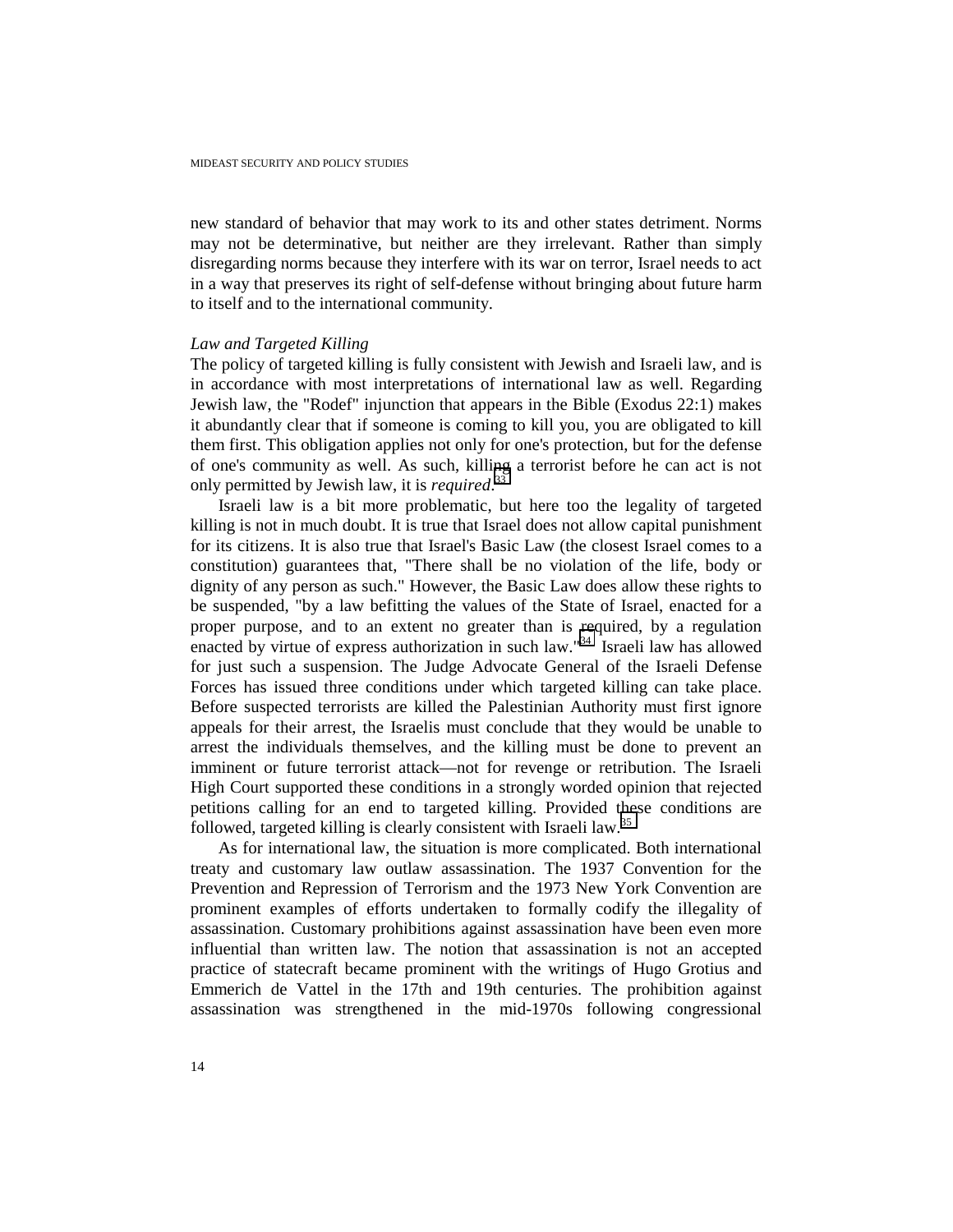new standard of behavior that may work to its and other states detriment. Norms may not be determinative, but neither are they irrelevant. Rather than simply disregarding norms because they interfere with its war on terror, Israel needs to act in a way that preserves its right of self-defense without bringing about future harm to itself and to the international community.

*Law and Targeted Killing*

The policy of targeted killing is fully consistent with Jewish and Israeli law, and is in accordance with most interpretations of international law as well. Regarding Jewish law, the "Rodef" injunction that appears in the Bible (Exodus 22:1) makes it abundantly clear that if someone is coming to kill you, you are obligated to kill them first. This obligation applies not only for one's protection, but for the defense of one's community as well. As such, killing a terrorist before he can act is not only permitted by Jewish law, it is *required*.[33]

Israeli law is a bit more problematic, but here too the legality of targeted killing is not in much doubt. It is true that Israel does not allow capital punishment for its citizens. It is also true that Israel's Basic Law (the closest Israel comes to a constitution) guarantees that, "There shall be no violation of the life, body or dignity of any person as such." However, the Basic Law does allow these rights to be suspended, "by a law befitting the values of the State of Israel, enacted for a proper purpose, and to an extent no greater than is required, by a regulation enacted by virtue of express authorization in such law."[34] Israeli law has allowed for just such a suspension. The Judge Advocate General of the Israeli Defense Forces has issued three conditions under which targeted killing can take place. Before suspected terrorists are killed the Palestinian Authority must first ignore appeals for their arrest, the Israelis must conclude that they would be unable to arrest the individuals themselves, and the killing must be done to prevent an imminent or future terrorist attack—not for revenge or retribution. The Israeli High Court supported these conditions in a strongly worded opinion that rejected petitions calling for an end to targeted killing. Provided these conditions are followed, targeted killing is clearly consistent with Israeli law.[35]

As for international law, the situation is more complicated. Both international treaty and customary law outlaw assassination. The 1937 Convention for the Prevention and Repression of Terrorism and the 1973 New York Convention are prominent examples of efforts undertaken to formally codify the illegality of assassination. Customary prohibitions against assassination have been even more influential than written law. The notion that assassination is not an accepted practice of statecraft became prominent with the writings of Hugo Grotius and Emmerich de Vattel in the 17th and 19th centuries. The prohibition against assassination was strengthened in the mid-1970s following congressional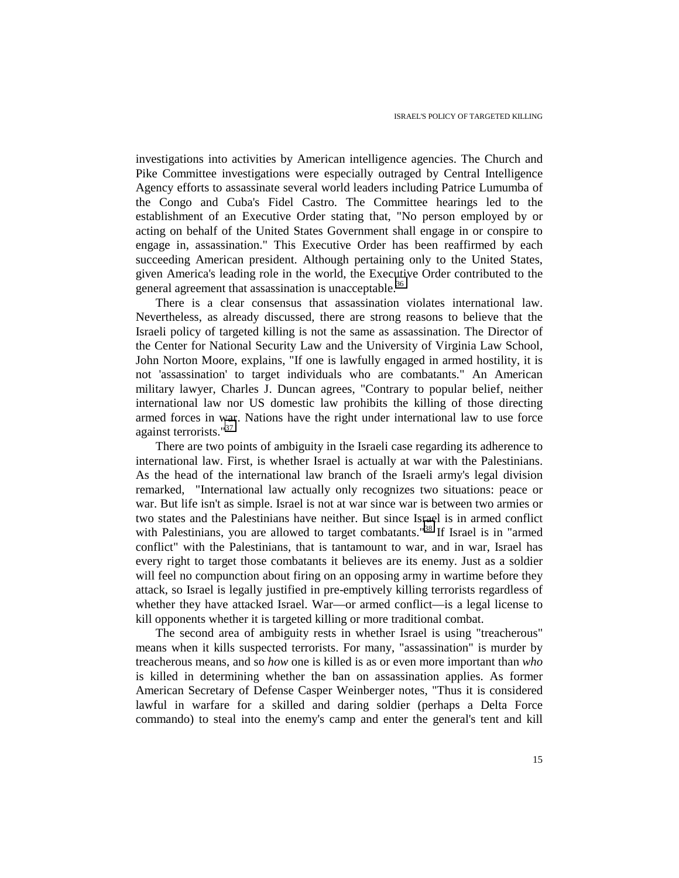investigations into activities by American intelligence agencies. The Church and Pike Committee investigations were especially outraged by Central Intelligence Agency efforts to assassinate several world leaders including Patrice Lumumba of the Congo and Cuba's Fidel Castro. The Committee hearings led to the establishment of an Executive Order stating that, "No person employed by or acting on behalf of the United States Government shall engage in or conspire to engage in, assassination." This Executive Order has been reaffirmed by each succeeding American president. Although pertaining only to the United States, given America's leading role in the world, the Executive Order contributed to the general agreement that assassination is unacceptable.[36]

There is a clear consensus that assassination violates international law. Nevertheless, as already discussed, there are strong reasons to believe that the Israeli policy of targeted killing is not the same as assassination. The Director of the Center for National Security Law and the University of Virginia Law School, John Norton Moore, explains, "If one is lawfully engaged in armed hostility, it is not 'assassination' to target individuals who are combatants." An American military lawyer, Charles J. Duncan agrees, "Contrary to popular belief, neither international law nor US domestic law prohibits the killing of those directing armed forces in war. Nations have the right under international law to use force against terrorists."[37]

There are two points of ambiguity in the Israeli case regarding its adherence to international law. First, is whether Israel is actually at war with the Palestinians. As the head of the international law branch of the Israeli army's legal division remarked, "International law actually only recognizes two situations: peace or war. But life isn't as simple. Israel is not at war since war is between two armies or two states and the Palestinians have neither. But since Israel is in armed conflict with Palestinians, you are allowed to target combatants."[38] If Israel is in "armed conflict" with the Palestinians, that is tantamount to war, and in war, Israel has every right to target those combatants it believes are its enemy. Just as a soldier will feel no compunction about firing on an opposing army in wartime before they attack, so Israel is legally justified in pre-emptively killing terrorists regardless of whether they have attacked Israel. War—or armed conflict—is a legal license to kill opponents whether it is targeted killing or more traditional combat.

The second area of ambiguity rests in whether Israel is using "treacherous" means when it kills suspected terrorists. For many, "assassination" is murder by treacherous means, and so *how* one is killed is as or even more important than *who* is killed in determining whether the ban on assassination applies. As former American Secretary of Defense Casper Weinberger notes, "Thus it is considered lawful in warfare for a skilled and daring soldier (perhaps a Delta Force commando) to steal into the enemy's camp and enter the general's tent and kill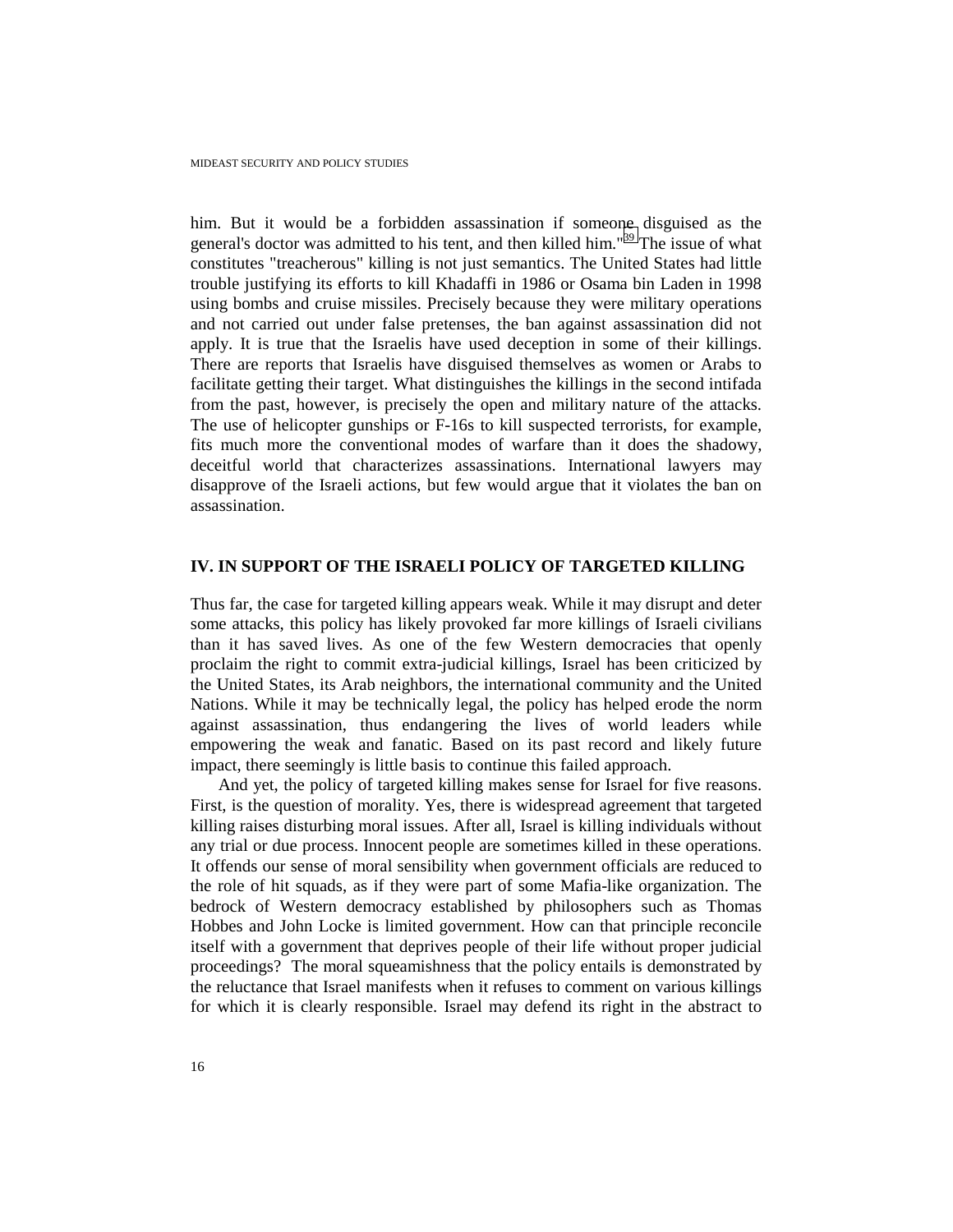him. But it would be a forbidden assassination if someone disguised as the general's doctor was admitted to his tent, and then killed him."[39] The issue of what constitutes "treacherous" killing is not just semantics. The United States had little trouble justifying its efforts to kill Khadaffi in 1986 or Osama bin Laden in 1998 using bombs and cruise missiles. Precisely because they were military operations and not carried out under false pretenses, the ban against assassination did not apply. It is true that the Israelis have used deception in some of their killings. There are reports that Israelis have disguised themselves as women or Arabs to facilitate getting their target. What distinguishes the killings in the second intifada from the past, however, is precisely the open and military nature of the attacks. The use of helicopter gunships or F-16s to kill suspected terrorists, for example, fits much more the conventional modes of warfare than it does the shadowy, deceitful world that characterizes assassinations. International lawyers may disapprove of the Israeli actions, but few would argue that it violates the ban on assassination.

## IV. IN SUPPORT OF THE ISRAELI POLICY OF TARGETED KILLING

Thus far, the case for targeted killing appears weak. While it may disrupt and deter some attacks, this policy has likely provoked far more killings of Israeli civilians than it has saved lives. As one of the few Western democracies that openly proclaim the right to commit extra-judicial killings, Israel has been criticized by the United States, its Arab neighbors, the international community and the United Nations. While it may be technically legal, the policy has helped erode the norm against assassination, thus endangering the lives of world leaders while empowering the weak and fanatic. Based on its past record and likely future impact, there seemingly is little basis to continue this failed approach.

And yet, the policy of targeted killing makes sense for Israel for five reasons. First, is the question of morality. Yes, there is widespread agreement that targeted killing raises disturbing moral issues. After all, Israel is killing individuals without any trial or due process. Innocent people are sometimes killed in these operations. It offends our sense of moral sensibility when government officials are reduced to the role of hit squads, as if they were part of some Mafia-like organization. The bedrock of Western democracy established by philosophers such as Thomas Hobbes and John Locke is limited government. How can that principle reconcile itself with a government that deprives people of their life without proper judicial proceedings? The moral squeamishness that the policy entails is demonstrated by the reluctance that Israel manifests when it refuses to comment on various killings for which it is clearly responsible. Israel may defend its right in the abstract to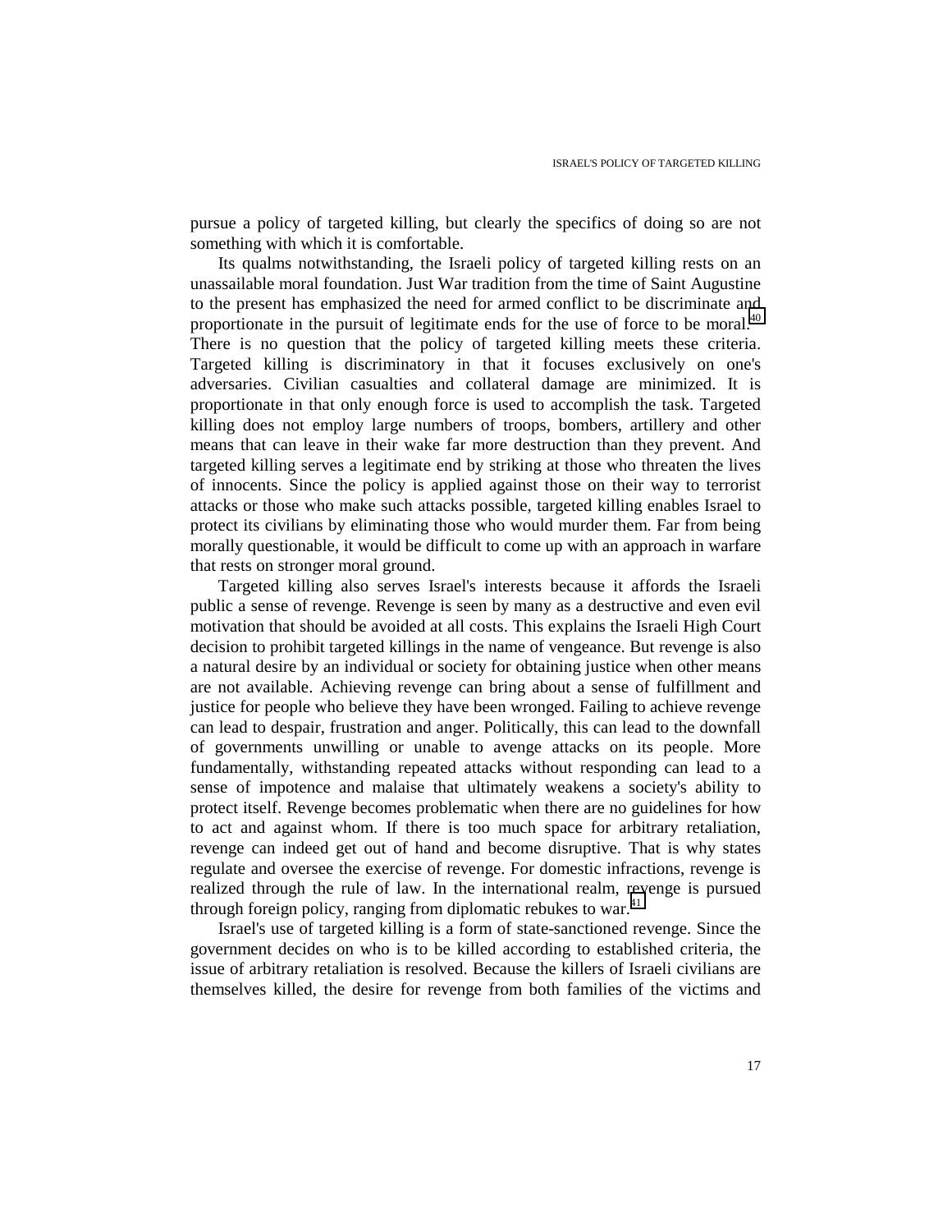pursue a policy of targeted killing, but clearly the specifics of doing so are not something with which it is comfortable.

Its qualms notwithstanding, the Israeli policy of targeted killing rests on an unassailable moral foundation. Just War tradition from the time of Saint Augustine to the present has emphasized the need for armed conflict to be discriminate and proportionate in the pursuit of legitimate ends for the use of force to be moral.[40] There is no question that the policy of targeted killing meets these criteria. Targeted killing is discriminatory in that it focuses exclusively on one's adversaries. Civilian casualties and collateral damage are minimized. It is proportionate in that only enough force is used to accomplish the task. Targeted killing does not employ large numbers of troops, bombers, artillery and other means that can leave in their wake far more destruction than they prevent. And targeted killing serves a legitimate end by striking at those who threaten the lives of innocents. Since the policy is applied against those on their way to terrorist attacks or those who make such attacks possible, targeted killing enables Israel to protect its civilians by eliminating those who would murder them. Far from being morally questionable, it would be difficult to come up with an approach in warfare that rests on stronger moral ground.

Targeted killing also serves Israel's interests because it affords the Israeli public a sense of revenge. Revenge is seen by many as a destructive and even evil motivation that should be avoided at all costs. This explains the Israeli High Court decision to prohibit targeted killings in the name of vengeance. But revenge is also a natural desire by an individual or society for obtaining justice when other means are not available. Achieving revenge can bring about a sense of fulfillment and justice for people who believe they have been wronged. Failing to achieve revenge can lead to despair, frustration and anger. Politically, this can lead to the downfall of governments unwilling or unable to avenge attacks on its people. More fundamentally, withstanding repeated attacks without responding can lead to a sense of impotence and malaise that ultimately weakens a society's ability to protect itself. Revenge becomes problematic when there are no guidelines for how to act and against whom. If there is too much space for arbitrary retaliation, revenge can indeed get out of hand and become disruptive. That is why states regulate and oversee the exercise of revenge. For domestic infractions, revenge is realized through the rule of law. In the international realm, revenge is pursued through foreign policy, ranging from diplomatic rebukes to war.[41]

Israel's use of targeted killing is a form of state-sanctioned revenge. Since the government decides on who is to be killed according to established criteria, the issue of arbitrary retaliation is resolved. Because the killers of Israeli civilians are themselves killed, the desire for revenge from both families of the victims and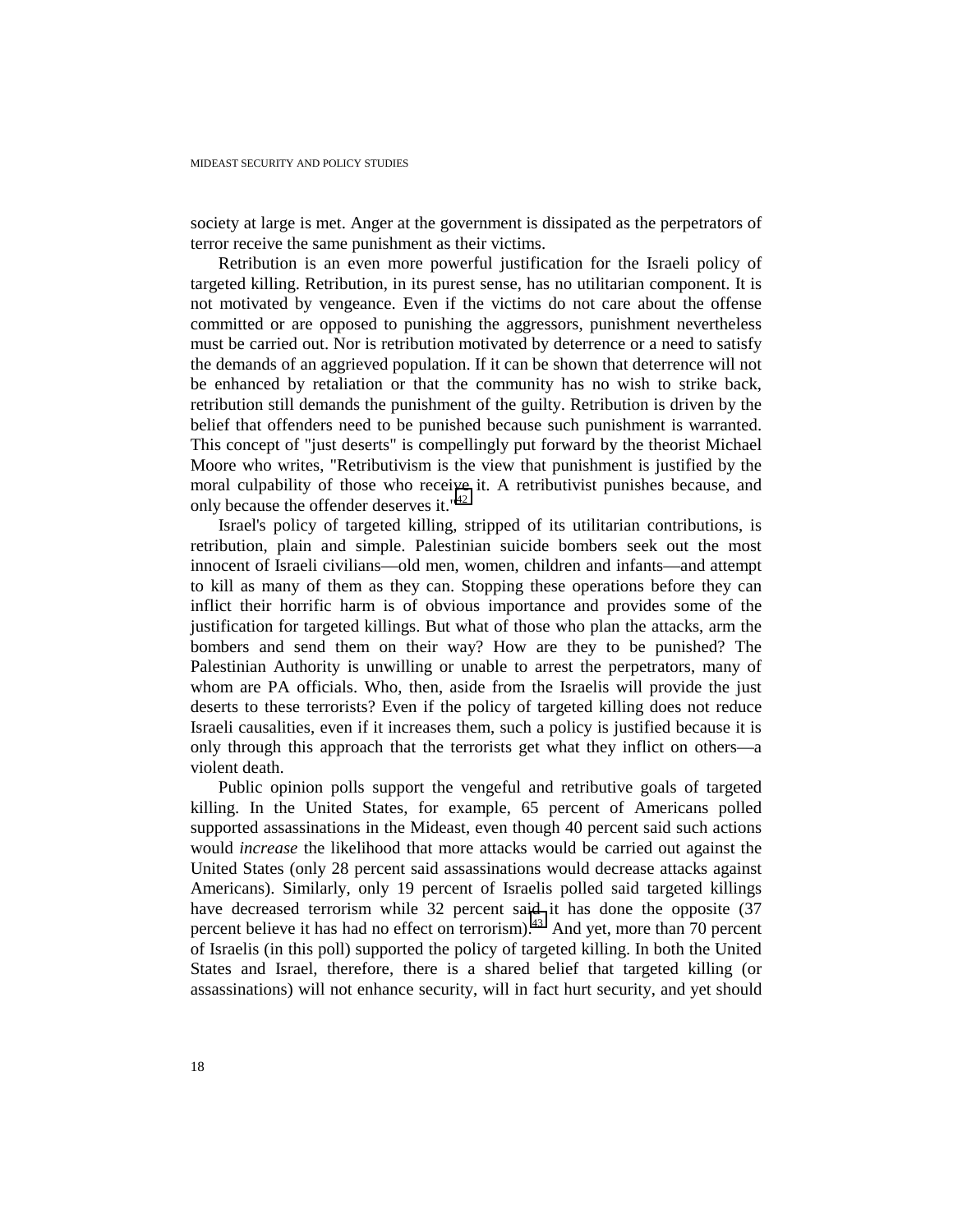society at large is met. Anger at the government is dissipated as the perpetrators of terror receive the same punishment as their victims.

Retribution is an even more powerful justification for the Israeli policy of targeted killing. Retribution, in its purest sense, has no utilitarian component. It is not motivated by vengeance. Even if the victims do not care about the offense committed or are opposed to punishing the aggressors, punishment nevertheless must be carried out. Nor is retribution motivated by deterrence or a need to satisfy the demands of an aggrieved population. If it can be shown that deterrence will not be enhanced by retaliation or that the community has no wish to strike back, retribution still demands the punishment of the guilty. Retribution is driven by the belief that offenders need to be punished because such punishment is warranted. This concept of "just deserts" is compellingly put forward by the theorist Michael Moore who writes, "Retributivism is the view that punishment is justified by the moral culpability of those who receive it. A retributivist punishes because, and only because the offender deserves it."[42]

Israel's policy of targeted killing, stripped of its utilitarian contributions, is retribution, plain and simple. Palestinian suicide bombers seek out the most innocent of Israeli civilians—old men, women, children and infants—and attempt to kill as many of them as they can. Stopping these operations before they can inflict their horrific harm is of obvious importance and provides some of the justification for targeted killings. But what of those who plan the attacks, arm the bombers and send them on their way? How are they to be punished? The Palestinian Authority is unwilling or unable to arrest the perpetrators, many of whom are PA officials. Who, then, aside from the Israelis will provide the just deserts to these terrorists? Even if the policy of targeted killing does not reduce Israeli causalities, even if it increases them, such a policy is justified because it is only through this approach that the terrorists get what they inflict on others—a violent death.

Public opinion polls support the vengeful and retributive goals of targeted killing. In the United States, for example, 65 percent of Americans polled supported assassinations in the Mideast, even though 40 percent said such actions would *increase* the likelihood that more attacks would be carried out against the United States (only 28 percent said assassinations would decrease attacks against Americans). Similarly, only 19 percent of Israelis polled said targeted killings have decreased terrorism while 32 percent said it has done the opposite (37 percent believe it has had no effect on terrorism).[43] And yet, more than 70 percent of Israelis (in this poll) supported the policy of targeted killing. In both the United States and Israel, therefore, there is a shared belief that targeted killing (or assassinations) will not enhance security, will in fact hurt security, and yet should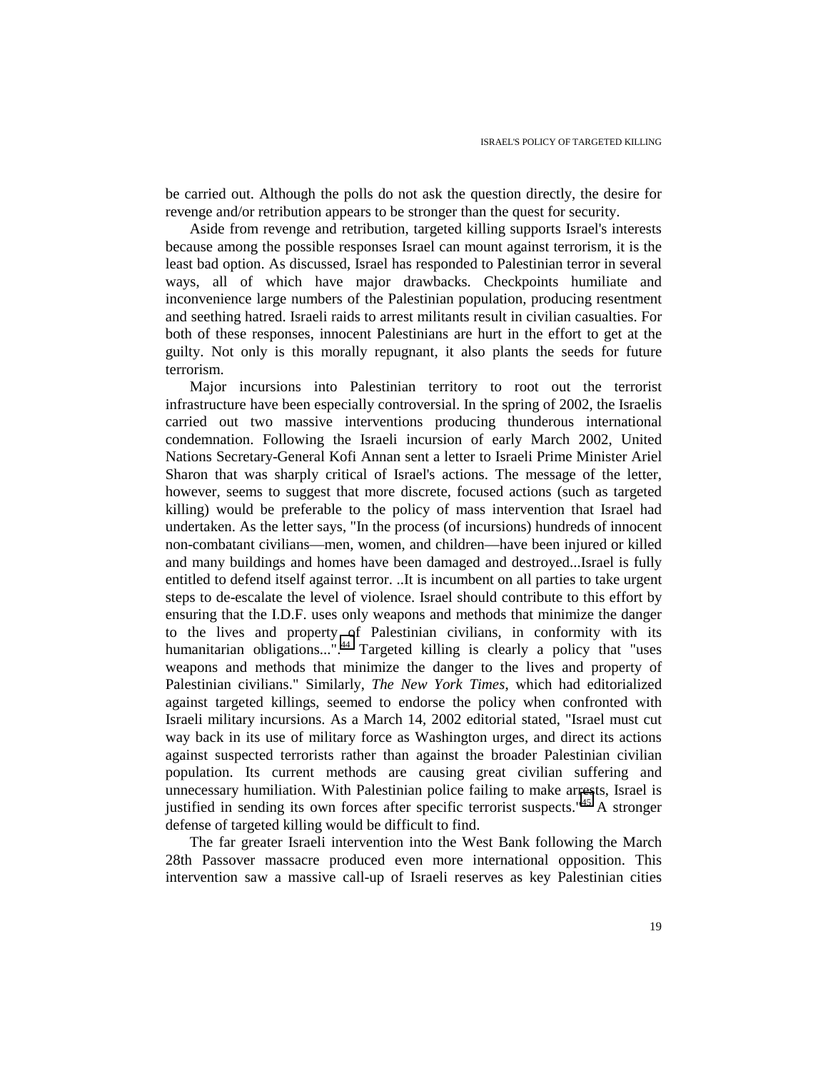be carried out. Although the polls do not ask the question directly, the desire for revenge and/or retribution appears to be stronger than the quest for security.

Aside from revenge and retribution, targeted killing supports Israel's interests because among the possible responses Israel can mount against terrorism, it is the least bad option. As discussed, Israel has responded to Palestinian terror in several ways, all of which have major drawbacks. Checkpoints humiliate and inconvenience large numbers of the Palestinian population, producing resentment and seething hatred. Israeli raids to arrest militants result in civilian casualties. For both of these responses, innocent Palestinians are hurt in the effort to get at the guilty. Not only is this morally repugnant, it also plants the seeds for future terrorism.

Major incursions into Palestinian territory to root out the terrorist infrastructure have been especially controversial. In the spring of 2002, the Israelis carried out two massive interventions producing thunderous international condemnation. Following the Israeli incursion of early March 2002, United Nations Secretary-General Kofi Annan sent a letter to Israeli Prime Minister Ariel Sharon that was sharply critical of Israel's actions. The message of the letter, however, seems to suggest that more discrete, focused actions (such as targeted killing) would be preferable to the policy of mass intervention that Israel had undertaken. As the letter says, "In the process (of incursions) hundreds of innocent non-combatant civilians—men, women, and children—have been injured or killed and many buildings and homes have been damaged and destroyed...Israel is fully entitled to defend itself against terror. ..It is incumbent on all parties to take urgent steps to de-escalate the level of violence. Israel should contribute to this effort by ensuring that the I.D.F. uses only weapons and methods that minimize the danger to the lives and property of Palestinian civilians, in conformity with its humanitarian obligations...".[44] Targeted killing is clearly a policy that "uses weapons and methods that minimize the danger to the lives and property of Palestinian civilians." Similarly, *The New York Times*, which had editorialized against targeted killings, seemed to endorse the policy when confronted with Israeli military incursions. As a March 14, 2002 editorial stated, "Israel must cut way back in its use of military force as Washington urges, and direct its actions against suspected terrorists rather than against the broader Palestinian civilian population. Its current methods are causing great civilian suffering and unnecessary humiliation. With Palestinian police failing to make arrests, Israel is justified in sending its own forces after specific terrorist suspects."[45] A stronger defense of targeted killing would be difficult to find.

The far greater Israeli intervention into the West Bank following the March 28th Passover massacre produced even more international opposition. This intervention saw a massive call-up of Israeli reserves as key Palestinian cities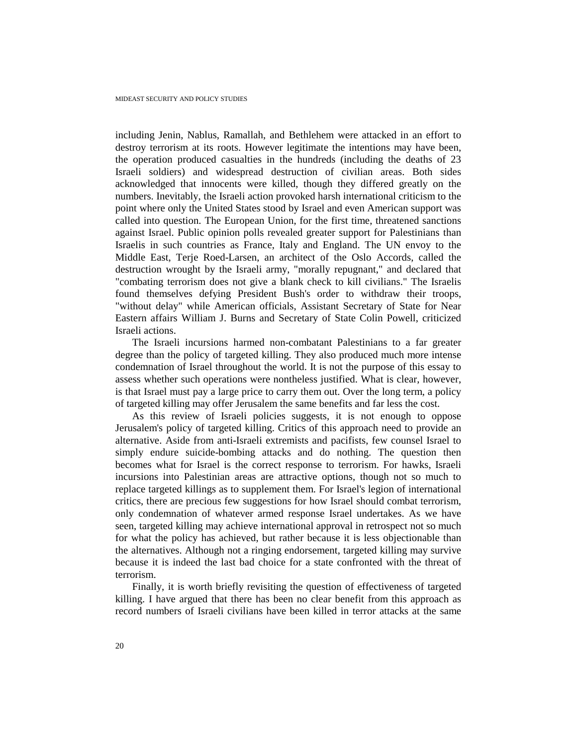including Jenin, Nablus, Ramallah, and Bethlehem were attacked in an effort to destroy terrorism at its roots. However legitimate the intentions may have been, the operation produced casualties in the hundreds (including the deaths of 23 Israeli soldiers) and widespread destruction of civilian areas. Both sides acknowledged that innocents were killed, though they differed greatly on the numbers. Inevitably, the Israeli action provoked harsh international criticism to the point where only the United States stood by Israel and even American support was called into question. The European Union, for the first time, threatened sanctions against Israel. Public opinion polls revealed greater support for Palestinians than Israelis in such countries as France, Italy and England. The UN envoy to the Middle East, Terje Roed-Larsen, an architect of the Oslo Accords, called the destruction wrought by the Israeli army, "morally repugnant," and declared that "combating terrorism does not give a blank check to kill civilians." The Israelis found themselves defying President Bush's order to withdraw their troops, "without delay" while American officials, Assistant Secretary of State for Near Eastern affairs William J. Burns and Secretary of State Colin Powell, criticized Israeli actions.

The Israeli incursions harmed non-combatant Palestinians to a far greater degree than the policy of targeted killing. They also produced much more intense condemnation of Israel throughout the world. It is not the purpose of this essay to assess whether such operations were nontheless justified. What is clear, however, is that Israel must pay a large price to carry them out. Over the long term, a policy of targeted killing may offer Jerusalem the same benefits and far less the cost.

As this review of Israeli policies suggests, it is not enough to oppose Jerusalem's policy of targeted killing. Critics of this approach need to provide an alternative. Aside from anti-Israeli extremists and pacifists, few counsel Israel to simply endure suicide-bombing attacks and do nothing. The question then becomes what for Israel is the correct response to terrorism. For hawks, Israeli incursions into Palestinian areas are attractive options, though not so much to replace targeted killings as to supplement them. For Israel's legion of international critics, there are precious few suggestions for how Israel should combat terrorism, only condemnation of whatever armed response Israel undertakes. As we have seen, targeted killing may achieve international approval in retrospect not so much for what the policy has achieved, but rather because it is less objectionable than the alternatives. Although not a ringing endorsement, targeted killing may survive because it is indeed the last bad choice for a state confronted with the threat of terrorism.

Finally, it is worth briefly revisiting the question of effectiveness of targeted killing. I have argued that there has been no clear benefit from this approach as record numbers of Israeli civilians have been killed in terror attacks at the same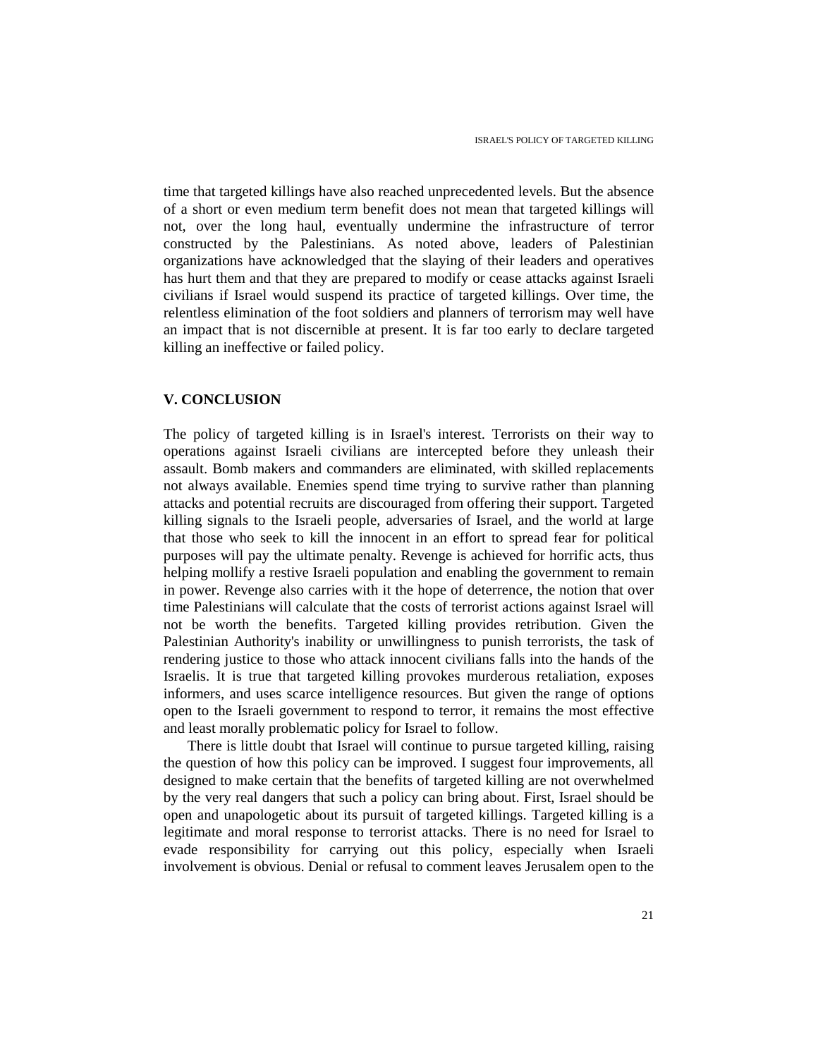time that targeted killings have also reached unprecedented levels. But the absence of a short or even medium term benefit does not mean that targeted killings will not, over the long haul, eventually undermine the infrastructure of terror constructed by the Palestinians. As noted above, leaders of Palestinian organizations have acknowledged that the slaying of their leaders and operatives has hurt them and that they are prepared to modify or cease attacks against Israeli civilians if Israel would suspend its practice of targeted killings. Over time, the relentless elimination of the foot soldiers and planners of terrorism may well have an impact that is not discernible at present. It is far too early to declare targeted killing an ineffective or failed policy.

## V. CONCLUSION

The policy of targeted killing is in Israel's interest. Terrorists on their way to operations against Israeli civilians are intercepted before they unleash their assault. Bomb makers and commanders are eliminated, with skilled replacements not always available. Enemies spend time trying to survive rather than planning attacks and potential recruits are discouraged from offering their support. Targeted killing signals to the Israeli people, adversaries of Israel, and the world at large that those who seek to kill the innocent in an effort to spread fear for political purposes will pay the ultimate penalty. Revenge is achieved for horrific acts, thus helping mollify a restive Israeli population and enabling the government to remain in power. Revenge also carries with it the hope of deterrence, the notion that over time Palestinians will calculate that the costs of terrorist actions against Israel will not be worth the benefits. Targeted killing provides retribution. Given the Palestinian Authority's inability or unwillingness to punish terrorists, the task of rendering justice to those who attack innocent civilians falls into the hands of the Israelis. It is true that targeted killing provokes murderous retaliation, exposes informers, and uses scarce intelligence resources. But given the range of options open to the Israeli government to respond to terror, it remains the most effective and least morally problematic policy for Israel to follow.

There is little doubt that Israel will continue to pursue targeted killing, raising the question of how this policy can be improved. I suggest four improvements, all designed to make certain that the benefits of targeted killing are not overwhelmed by the very real dangers that such a policy can bring about. First, Israel should be open and unapologetic about its pursuit of targeted killings. Targeted killing is a legitimate and moral response to terrorist attacks. There is no need for Israel to evade responsibility for carrying out this policy, especially when Israeli involvement is obvious. Denial or refusal to comment leaves Jerusalem open to the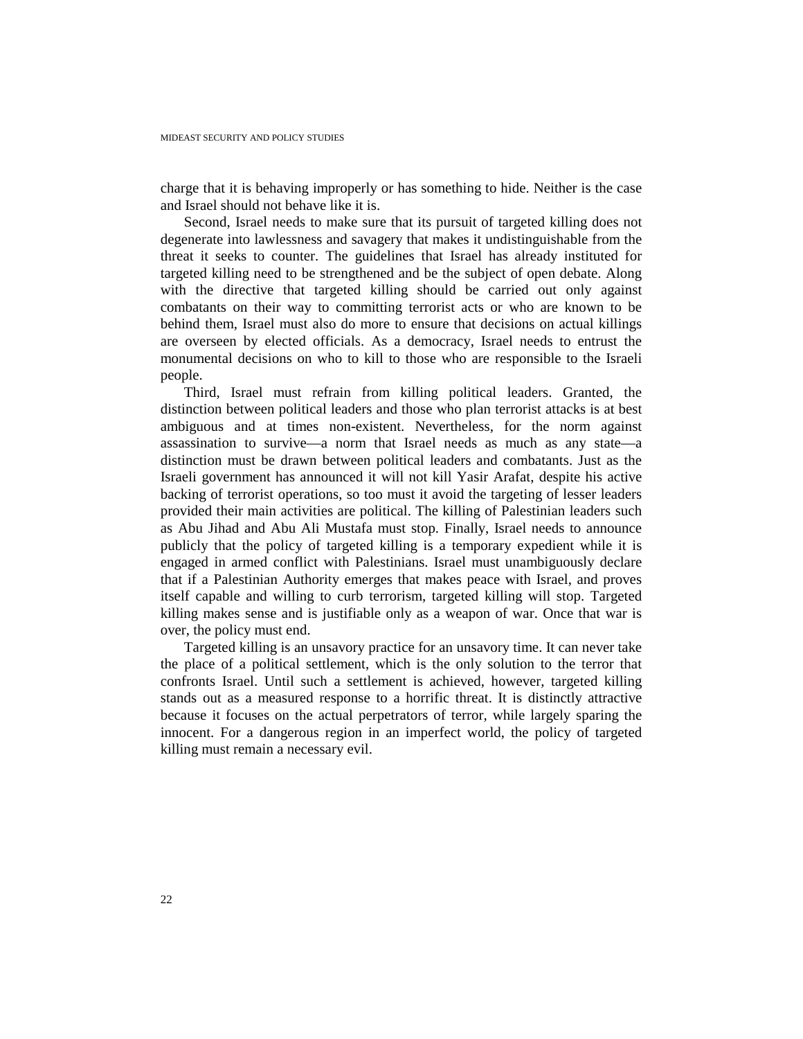charge that it is behaving improperly or has something to hide. Neither is the case and Israel should not behave like it is.

Second, Israel needs to make sure that its pursuit of targeted killing does not degenerate into lawlessness and savagery that makes it undistinguishable from the threat it seeks to counter. The guidelines that Israel has already instituted for targeted killing need to be strengthened and be the subject of open debate. Along with the directive that targeted killing should be carried out only against combatants on their way to committing terrorist acts or who are known to be behind them, Israel must also do more to ensure that decisions on actual killings are overseen by elected officials. As a democracy, Israel needs to entrust the monumental decisions on who to kill to those who are responsible to the Israeli people.

Third, Israel must refrain from killing political leaders. Granted, the distinction between political leaders and those who plan terrorist attacks is at best ambiguous and at times non-existent. Nevertheless, for the norm against assassination to survive—a norm that Israel needs as much as any state—a distinction must be drawn between political leaders and combatants. Just as the Israeli government has announced it will not kill Yasir Arafat, despite his active backing of terrorist operations, so too must it avoid the targeting of lesser leaders provided their main activities are political. The killing of Palestinian leaders such as Abu Jihad and Abu Ali Mustafa must stop. Finally, Israel needs to announce publicly that the policy of targeted killing is a temporary expedient while it is engaged in armed conflict with Palestinians. Israel must unambiguously declare that if a Palestinian Authority emerges that makes peace with Israel, and proves itself capable and willing to curb terrorism, targeted killing will stop. Targeted killing makes sense and is justifiable only as a weapon of war. Once that war is over, the policy must end.

Targeted killing is an unsavory practice for an unsavory time. It can never take the place of a political settlement, which is the only solution to the terror that confronts Israel. Until such a settlement is achieved, however, targeted killing stands out as a measured response to a horrific threat. It is distinctly attractive because it focuses on the actual perpetrators of terror, while largely sparing the innocent. For a dangerous region in an imperfect world, the policy of targeted killing must remain a necessary evil.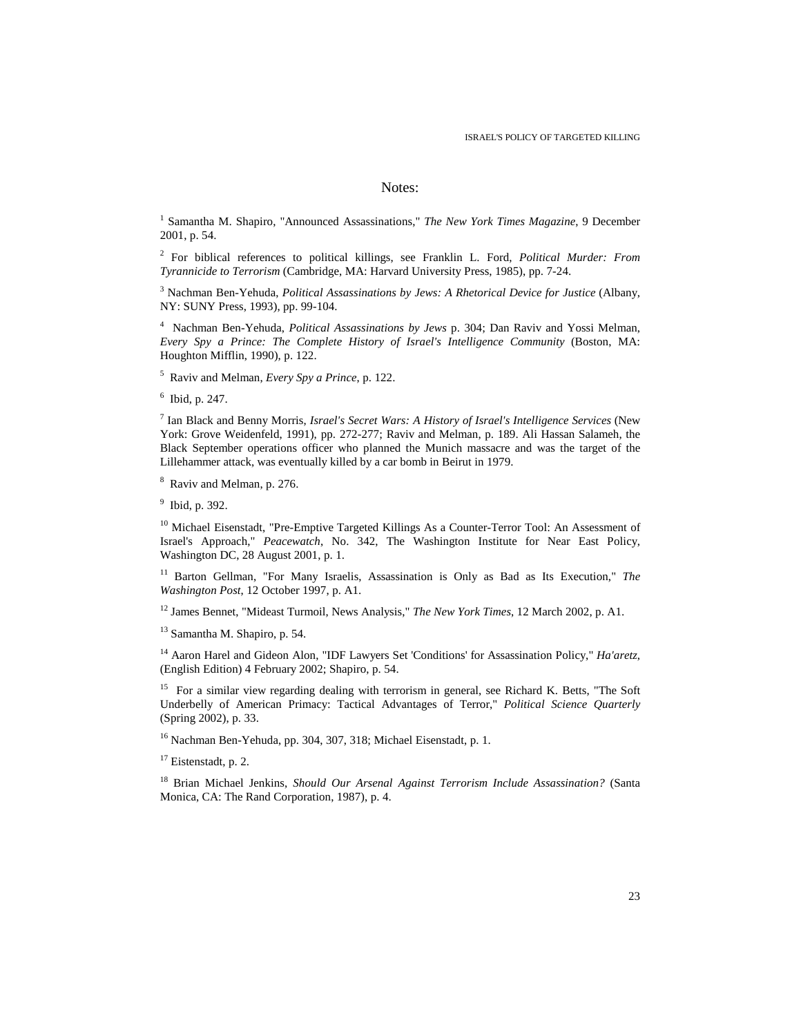## Notes:

[1] Samantha M. Shapiro, "Announced Assassinations," *The New York Times Magazine*, 9 December 2001, p. 54.

[2] For biblical references to political killings, see Franklin L. Ford, *Political Murder: From Tyrannicide to Terrorism* (Cambridge, MA: Harvard University Press, 1985), pp. 7-24.

[3] Nachman Ben-Yehuda, *Political Assassinations by Jews: A Rhetorical Device for Justice* (Albany, NY: SUNY Press, 1993), pp. 99-104.

[4] Nachman Ben-Yehuda, *Political Assassinations by Jews* p. 304; Dan Raviv and Yossi Melman, *Every Spy a Prince: The Complete History of Israel's Intelligence Community* (Boston, MA: Houghton Mifflin, 1990), p. 122.

[5] Raviv and Melman, *Every Spy a Prince,* p. 122.

[6] Ibid, p. 247.

[7] Ian Black and Benny Morris, *Israel's Secret Wars: A History of Israel's Intelligence Services* (New York: Grove Weidenfeld, 1991), pp. 272-277; Raviv and Melman, p. 189. Ali Hassan Salameh, the Black September operations officer who planned the Munich massacre and was the target of the Lillehammer attack, was eventually killed by a car bomb in Beirut in 1979.

[8] Raviv and Melman, p. 276.

[9] Ibid, p. 392.

[10] Michael Eisenstadt, "Pre-Emptive Targeted Killings As a Counter-Terror Tool: An Assessment of Israel's Approach," *Peacewatch*, No. 342, The Washington Institute for Near East Policy, Washington DC, 28 August 2001, p. 1.

[11] Barton Gellman, "For Many Israelis, Assassination is Only as Bad as Its Execution," *The Washington Post*, 12 October 1997, p. A1.

[12] James Bennet, "Mideast Turmoil, News Analysis," *The New York Times*, 12 March 2002, p. A1.

[13] Samantha M. Shapiro, p. 54.

[14] Aaron Harel and Gideon Alon, "IDF Lawyers Set 'Conditions' for Assassination Policy," *Ha'aretz,* (English Edition) 4 February 2002; Shapiro, p. 54.

[15] For a similar view regarding dealing with terrorism in general, see Richard K. Betts, "The Soft Underbelly of American Primacy: Tactical Advantages of Terror," *Political Science Quarterly* (Spring 2002), p. 33.

[16] Nachman Ben-Yehuda, pp. 304, 307, 318; Michael Eisenstadt, p. 1.

[17] Eistenstadt, p. 2.

[18] Brian Michael Jenkins, *Should Our Arsenal Against Terrorism Include Assassination?* (Santa Monica, CA: The Rand Corporation, 1987), p. 4.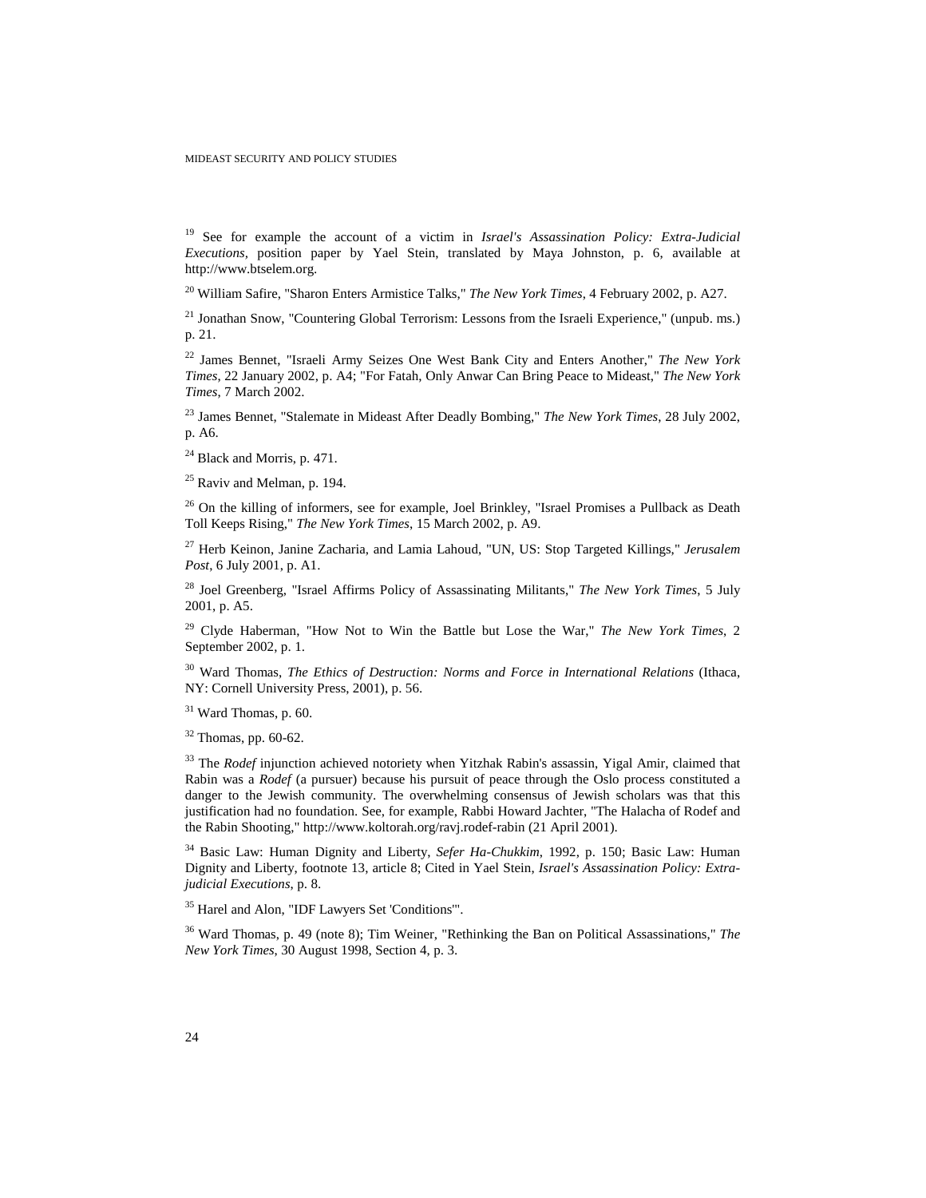[19] See for example the account of a victim in *Israel's Assassination Policy: Extra-Judicial Executions*, position paper by Yael Stein, translated by Maya Johnston, p. 6, available at http://www.btselem.org.

[20] William Safire, "Sharon Enters Armistice Talks," *The New York Times*, 4 February 2002, p. A27.

[21] Jonathan Snow, "Countering Global Terrorism: Lessons from the Israeli Experience," (unpub. ms.) p. 21.

[22] James Bennet, "Israeli Army Seizes One West Bank City and Enters Another," *The New York Times*, 22 January 2002, p. A4; "For Fatah, Only Anwar Can Bring Peace to Mideast," *The New York Times*, 7 March 2002.

[23] James Bennet, "Stalemate in Mideast After Deadly Bombing," *The New York Times*, 28 July 2002, p. A6.

[24] Black and Morris, p. 471.

[25] Raviv and Melman, p. 194.

[26] On the killing of informers, see for example, Joel Brinkley, "Israel Promises a Pullback as Death Toll Keeps Rising," *The New York Times*, 15 March 2002, p. A9.

[27] Herb Keinon, Janine Zacharia, and Lamia Lahoud, "UN, US: Stop Targeted Killings," *Jerusalem Post*, 6 July 2001, p. A1.

[28] Joel Greenberg, "Israel Affirms Policy of Assassinating Militants," *The New York Times*, 5 July 2001, p. A5.

[29] Clyde Haberman, "How Not to Win the Battle but Lose the War," *The New York Times*, 2 September 2002, p. 1.

[30] Ward Thomas, *The Ethics of Destruction: Norms and Force in International Relations* (Ithaca, NY: Cornell University Press, 2001), p. 56.

[31] Ward Thomas, p. 60.

[32] Thomas, pp. 60-62.

[33] The *Rodef* injunction achieved notoriety when Yitzhak Rabin's assassin, Yigal Amir, claimed that Rabin was a *Rodef* (a pursuer) because his pursuit of peace through the Oslo process constituted a danger to the Jewish community. The overwhelming consensus of Jewish scholars was that this justification had no foundation. See, for example, Rabbi Howard Jachter, "The Halacha of Rodef and the Rabin Shooting," http://www.koltorah.org/ravj.rodef-rabin (21 April 2001).

[34] Basic Law: Human Dignity and Liberty, *Sefer Ha-Chukkim*, 1992, p. 150; Basic Law: Human Dignity and Liberty, footnote 13, article 8; Cited in Yael Stein, *Israel's Assassination Policy: Extra-judicial Executions*, p. 8.

[35] Harel and Alon, "IDF Lawyers Set 'Conditions'".

[36] Ward Thomas, p. 49 (note 8); Tim Weiner, "Rethinking the Ban on Political Assassinations," *The New York Times*, 30 August 1998, Section 4, p. 3.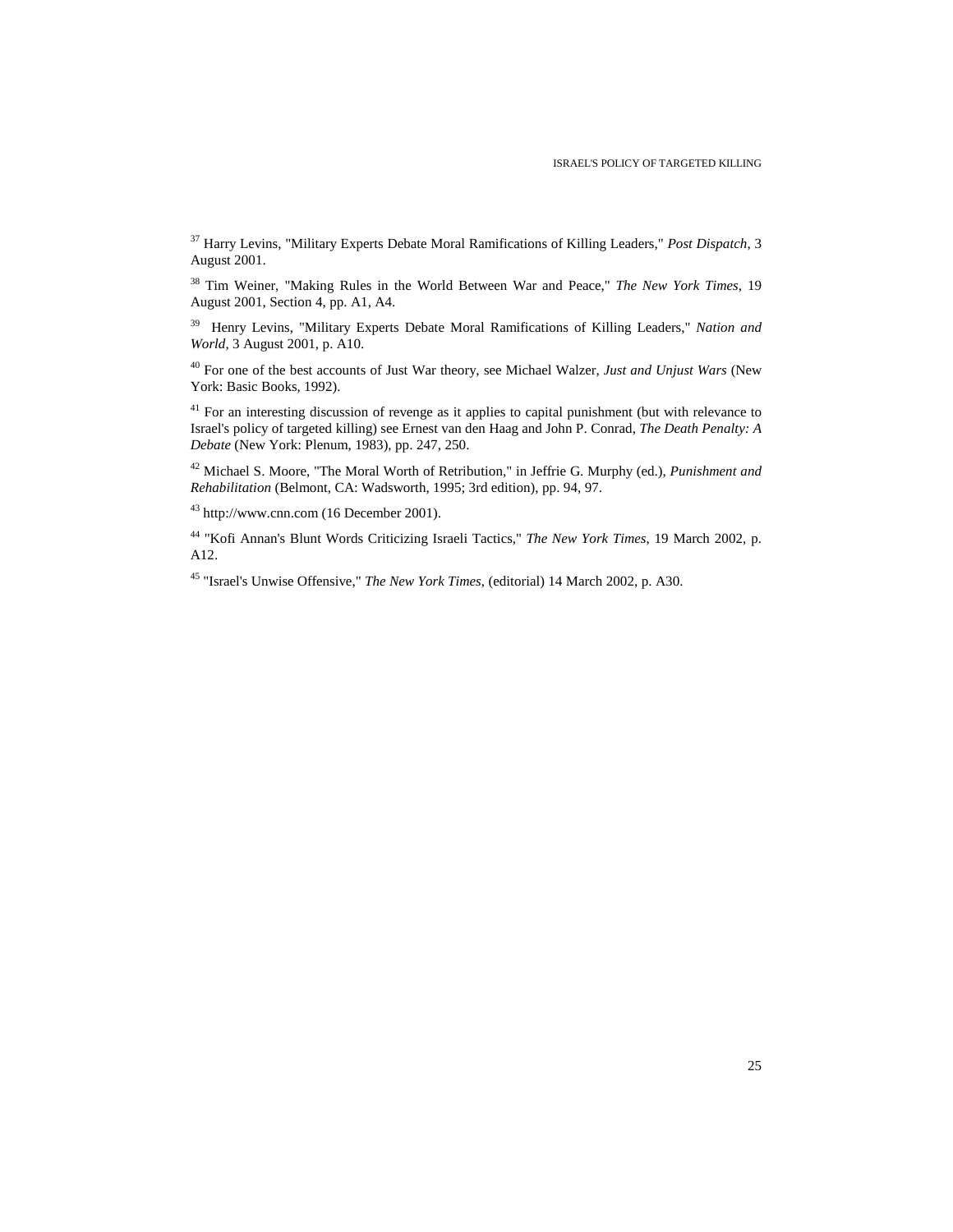[37] Harry Levins, "Military Experts Debate Moral Ramifications of Killing Leaders," *Post Dispatch*, 3 August 2001.

[38] Tim Weiner, "Making Rules in the World Between War and Peace," *The New York Times*, 19 August 2001, Section 4, pp. A1, A4.

[39] Henry Levins, "Military Experts Debate Moral Ramifications of Killing Leaders," *Nation and World*, 3 August 2001, p. A10.

[40] For one of the best accounts of Just War theory, see Michael Walzer, *Just and Unjust Wars* (New York: Basic Books, 1992).

[41] For an interesting discussion of revenge as it applies to capital punishment (but with relevance to Israel's policy of targeted killing) see Ernest van den Haag and John P. Conrad, *The Death Penalty: A Debate* (New York: Plenum, 1983), pp. 247, 250.

[42] Michael S. Moore, "The Moral Worth of Retribution," in Jeffrie G. Murphy (ed.), *Punishment and Rehabilitation* (Belmont, CA: Wadsworth, 1995; 3rd edition), pp. 94, 97.

[43] http://www.cnn.com (16 December 2001).

[44] "Kofi Annan's Blunt Words Criticizing Israeli Tactics," *The New York Times*, 19 March 2002, p. A12.

[45] "Israel's Unwise Offensive," *The New York Times*, (editorial) 14 March 2002, p. A30.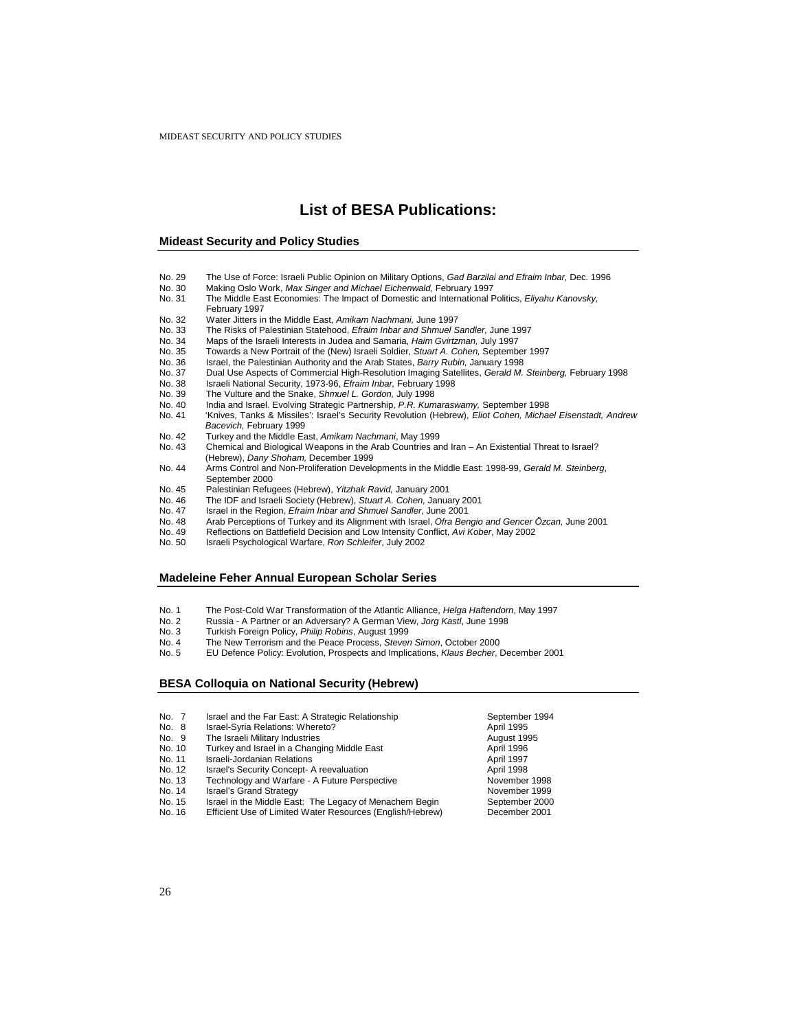# List of BESA Publications:

## Mideast Security and Policy Studies

No. 29 The Use of Force: Israeli Public Opinion on Military Options, *Gad Barzilai and Efraim Inbar,* Dec. 1996
No. 30 Making Oslo Work, *Max Singer and Michael Eichenwald,* February 1997
No. 31 The Middle East Economies: The Impact of Domestic and International Politics, *Eliyahu Kanovsky,* February 1997
No. 32 Water Jitters in the Middle East, *Amikam Nachmani,* June 1997
No. 33 The Risks of Palestinian Statehood, *Efraim Inbar and Shmuel Sandler,* June 1997
No. 34 Maps of the Israeli Interests in Judea and Samaria, *Haim Gvirtzman,* July 1997
No. 35 Towards a New Portrait of the (New) Israeli Soldier, *Stuart A. Cohen,* September 1997
No. 36 Israel, the Palestinian Authority and the Arab States, *Barry Rubin,* January 1998
No. 37 Dual Use Aspects of Commercial High-Resolution Imaging Satellites, *Gerald M. Steinberg,* February 1998
No. 38 Israeli National Security, 1973-96, *Efraim Inbar,* February 1998
No. 39 The Vulture and the Snake, *Shmuel L. Gordon,* July 1998
No. 40 India and Israel. Evolving Strategic Partnership, *P.R. Kumaraswamy,* September 1998
No. 41 'Knives, Tanks & Missiles': Israel's Security Revolution (Hebrew), *Eliot Cohen, Michael Eisenstadt, Andrew Bacevich,* February 1999
No. 42 Turkey and the Middle East, *Amikam Nachmani*, May 1999
No. 43 Chemical and Biological Weapons in the Arab Countries and Iran – An Existential Threat to Israel? (Hebrew), *Dany Shoham,* December 1999
No. 44 Arms Control and Non-Proliferation Developments in the Middle East: 1998-99, *Gerald M. Steinberg*, September 2000
No. 45 Palestinian Refugees (Hebrew), *Yitzhak Ravid,* January 2001
No. 46 The IDF and Israeli Society (Hebrew), *Stuart A. Cohen,* January 2001
No. 47 Israel in the Region, *Efraim Inbar and Shmuel Sandler,* June 2001
No. 48 Arab Perceptions of Turkey and its Alignment with Israel, *Ofra Bengio and Gencer Özcan,* June 2001
No. 49 Reflections on Battlefield Decision and Low Intensity Conflict, *Avi Kober*, May 2002
No. 50 Israeli Psychological Warfare, *Ron Schleifer*, July 2002

## Madeleine Feher Annual European Scholar Series

No. 1 The Post-Cold War Transformation of the Atlantic Alliance, *Helga Haftendorn*, May 1997
No. 2 Russia - A Partner or an Adversary? A German View, *Jorg Kastl*, June 1998
No. 3 Turkish Foreign Policy, *Philip Robins*, August 1999
No. 4 The New Terrorism and the Peace Process, *Steven Simon*, October 2000
No. 5 EU Defence Policy: Evolution, Prospects and Implications, *Klaus Becher*, December 2001

## BESA Colloquia on National Security (Hebrew)

| | | |
|---|---|---|
| No. 7 | Israel and the Far East: A Strategic Relationship | September 1994 |
| No. 8 | Israel-Syria Relations: Whereto? | April 1995 |
| No. 9 | The Israeli Military Industries | August 1995 |
| No. 10 | Turkey and Israel in a Changing Middle East | April 1996 |
| No. 11 | Israeli-Jordanian Relations | April 1997 |
| No. 12 | Israel's Security Concept- A reevaluation | April 1998 |
| No. 13 | Technology and Warfare - A Future Perspective | November 1998 |
| No. 14 | Israel's Grand Strategy | November 1999 |
| No. 15 | Israel in the Middle East: The Legacy of Menachem Begin | September 2000 |
| No. 16 | Efficient Use of Limited Water Resources (English/Hebrew) | December 2001 |